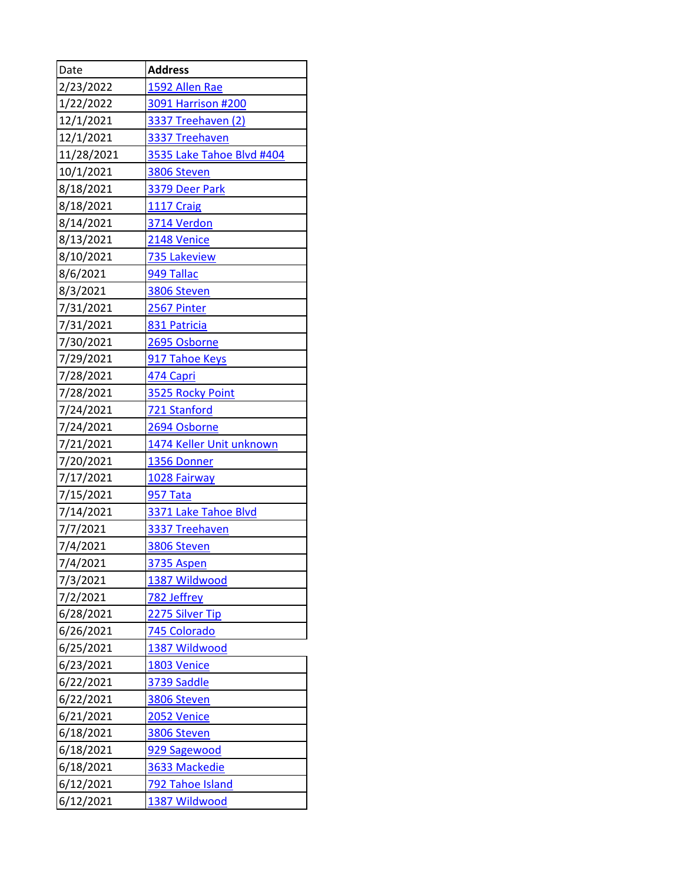| Date | **Address** |
| --- | --- |
| 2/23/2022 | 1592 Allen Rae |
| 1/22/2022 | 3091 Harrison #200 |
| 12/1/2021 | 3337 Treehaven (2) |
| 12/1/2021 | 3337 Treehaven |
| 11/28/2021 | 3535 Lake Tahoe Blvd #404 |
| 10/1/2021 | 3806 Steven |
| 8/18/2021 | 3379 Deer Park |
| 8/18/2021 | 1117 Craig |
| 8/14/2021 | 3714 Verdon |
| 8/13/2021 | 2148 Venice |
| 8/10/2021 | 735 Lakeview |
| 8/6/2021 | 949 Tallac |
| 8/3/2021 | 3806 Steven |
| 7/31/2021 | 2567 Pinter |
| 7/31/2021 | 831 Patricia |
| 7/30/2021 | 2695 Osborne |
| 7/29/2021 | 917 Tahoe Keys |
| 7/28/2021 | 474 Capri |
| 7/28/2021 | 3525 Rocky Point |
| 7/24/2021 | 721 Stanford |
| 7/24/2021 | 2694 Osborne |
| 7/21/2021 | 1474 Keller Unit unknown |
| 7/20/2021 | 1356 Donner |
| 7/17/2021 | 1028 Fairway |
| 7/15/2021 | 957 Tata |
| 7/14/2021 | 3371 Lake Tahoe Blvd |
| 7/7/2021 | 3337 Treehaven |
| 7/4/2021 | 3806 Steven |
| 7/4/2021 | 3735 Aspen |
| 7/3/2021 | 1387 Wildwood |
| 7/2/2021 | 782 Jeffrey |
| 6/28/2021 | 2275 Silver Tip |
| 6/26/2021 | 745 Colorado |
| 6/25/2021 | 1387 Wildwood |
| 6/23/2021 | 1803 Venice |
| 6/22/2021 | 3739 Saddle |
| 6/22/2021 | 3806 Steven |
| 6/21/2021 | 2052 Venice |
| 6/18/2021 | 3806 Steven |
| 6/18/2021 | 929 Sagewood |
| 6/18/2021 | 3633 Mackedie |
| 6/12/2021 | 792 Tahoe Island |
| 6/12/2021 | 1387 Wildwood |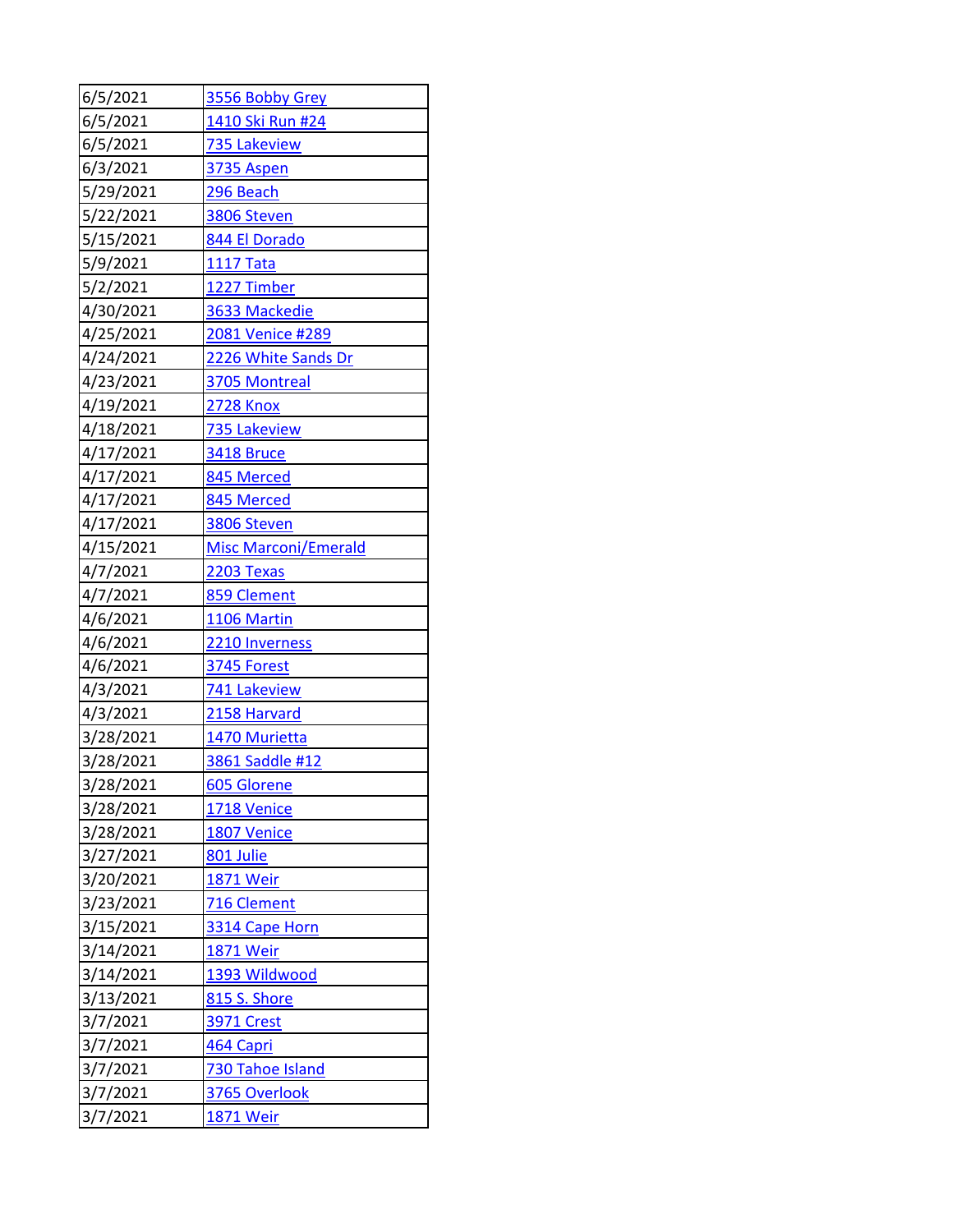| 6/5/2021 | 3556 Bobby Grey |
|---|---|
| 6/5/2021 | 1410 Ski Run #24 |
| 6/5/2021 | 735 Lakeview |
| 6/3/2021 | 3735 Aspen |
| 5/29/2021 | 296 Beach |
| 5/22/2021 | 3806 Steven |
| 5/15/2021 | 844 El Dorado |
| 5/9/2021 | 1117 Tata |
| 5/2/2021 | 1227 Timber |
| 4/30/2021 | 3633 Mackedie |
| 4/25/2021 | 2081 Venice #289 |
| 4/24/2021 | 2226 White Sands Dr |
| 4/23/2021 | 3705 Montreal |
| 4/19/2021 | 2728 Knox |
| 4/18/2021 | 735 Lakeview |
| 4/17/2021 | 3418 Bruce |
| 4/17/2021 | 845 Merced |
| 4/17/2021 | 845 Merced |
| 4/17/2021 | 3806 Steven |
| 4/15/2021 | Misc Marconi/Emerald |
| 4/7/2021 | 2203 Texas |
| 4/7/2021 | 859 Clement |
| 4/6/2021 | 1106 Martin |
| 4/6/2021 | 2210 Inverness |
| 4/6/2021 | 3745 Forest |
| 4/3/2021 | 741 Lakeview |
| 4/3/2021 | 2158 Harvard |
| 3/28/2021 | 1470 Murietta |
| 3/28/2021 | 3861 Saddle #12 |
| 3/28/2021 | 605 Glorene |
| 3/28/2021 | 1718 Venice |
| 3/28/2021 | 1807 Venice |
| 3/27/2021 | 801 Julie |
| 3/20/2021 | 1871 Weir |
| 3/23/2021 | 716 Clement |
| 3/15/2021 | 3314 Cape Horn |
| 3/14/2021 | 1871 Weir |
| 3/14/2021 | 1393 Wildwood |
| 3/13/2021 | 815 S. Shore |
| 3/7/2021 | 3971 Crest |
| 3/7/2021 | 464 Capri |
| 3/7/2021 | 730 Tahoe Island |
| 3/7/2021 | 3765 Overlook |
| 3/7/2021 | 1871 Weir |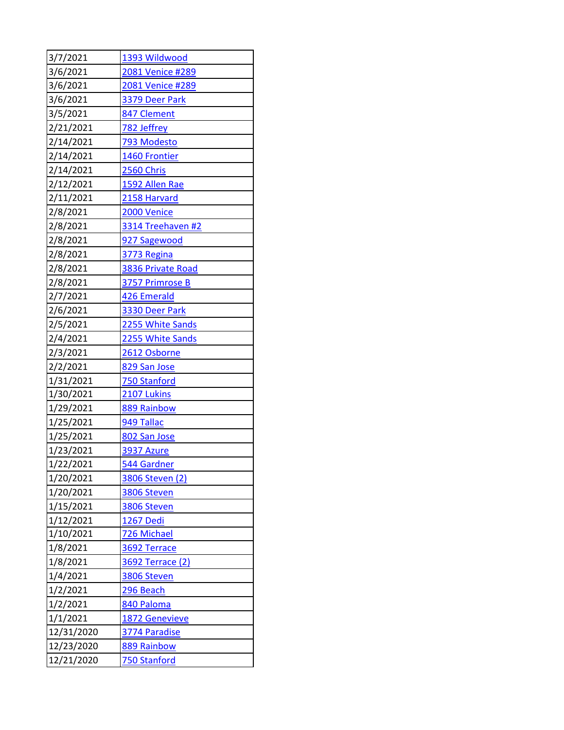| | |
|---|---|
| 3/7/2021 | 1393 Wildwood |
| 3/6/2021 | 2081 Venice #289 |
| 3/6/2021 | 2081 Venice #289 |
| 3/6/2021 | 3379 Deer Park |
| 3/5/2021 | 847 Clement |
| 2/21/2021 | 782 Jeffrey |
| 2/14/2021 | 793 Modesto |
| 2/14/2021 | 1460 Frontier |
| 2/14/2021 | 2560 Chris |
| 2/12/2021 | 1592 Allen Rae |
| 2/11/2021 | 2158 Harvard |
| 2/8/2021 | 2000 Venice |
| 2/8/2021 | 3314 Treehaven #2 |
| 2/8/2021 | 927 Sagewood |
| 2/8/2021 | 3773 Regina |
| 2/8/2021 | 3836 Private Road |
| 2/8/2021 | 3757 Primrose B |
| 2/7/2021 | 426 Emerald |
| 2/6/2021 | 3330 Deer Park |
| 2/5/2021 | 2255 White Sands |
| 2/4/2021 | 2255 White Sands |
| 2/3/2021 | 2612 Osborne |
| 2/2/2021 | 829 San Jose |
| 1/31/2021 | 750 Stanford |
| 1/30/2021 | 2107 Lukins |
| 1/29/2021 | 889 Rainbow |
| 1/25/2021 | 949 Tallac |
| 1/25/2021 | 802 San Jose |
| 1/23/2021 | 3937 Azure |
| 1/22/2021 | 544 Gardner |
| 1/20/2021 | 3806 Steven (2) |
| 1/20/2021 | 3806 Steven |
| 1/15/2021 | 3806 Steven |
| 1/12/2021 | 1267 Dedi |
| 1/10/2021 | 726 Michael |
| 1/8/2021 | 3692 Terrace |
| 1/8/2021 | 3692 Terrace (2) |
| 1/4/2021 | 3806 Steven |
| 1/2/2021 | 296 Beach |
| 1/2/2021 | 840 Paloma |
| 1/1/2021 | 1872 Genevieve |
| 12/31/2020 | 3774 Paradise |
| 12/23/2020 | 889 Rainbow |
| 12/21/2020 | 750 Stanford |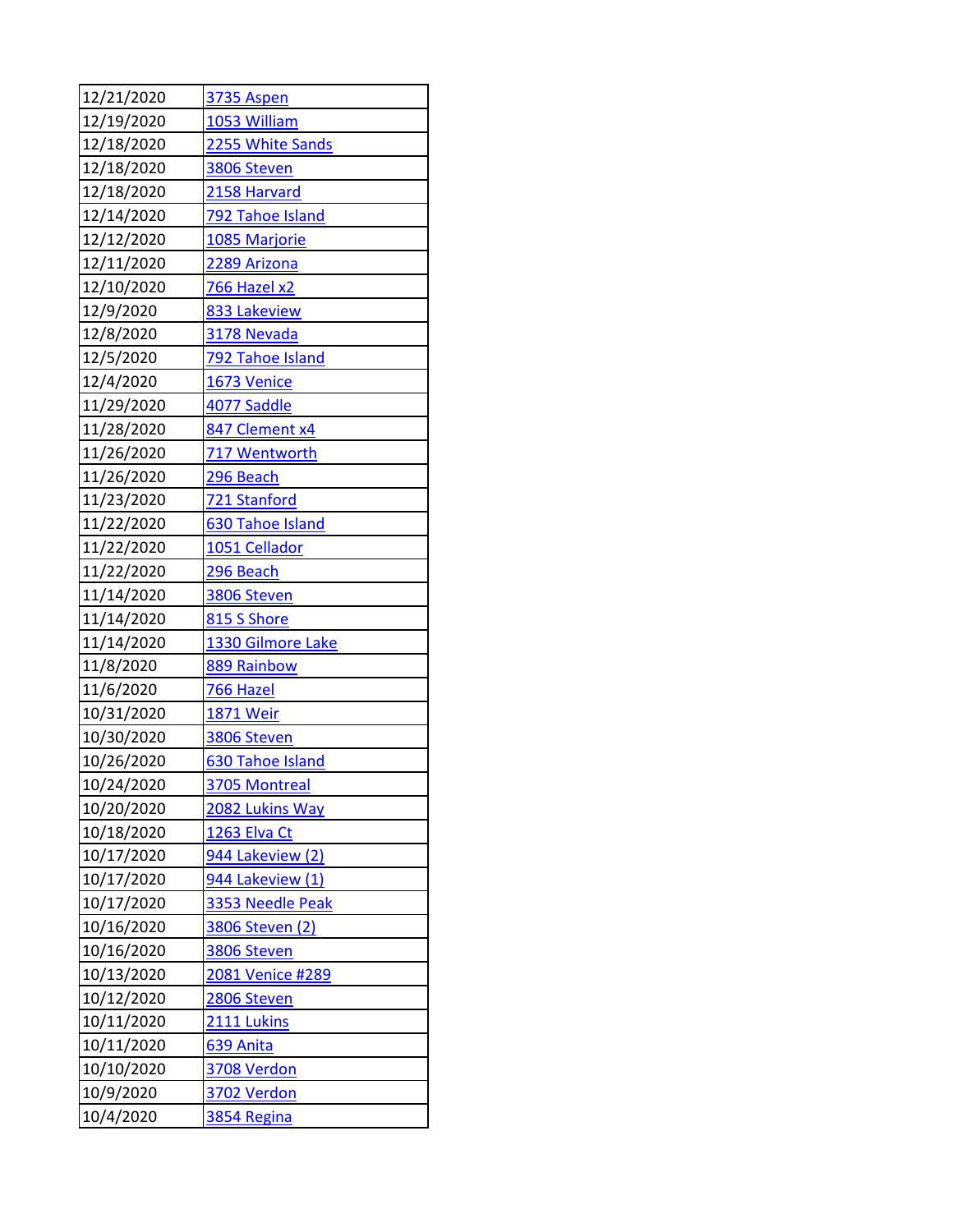| | |
|---|---|
| 12/21/2020 | 3735 Aspen |
| 12/19/2020 | 1053 William |
| 12/18/2020 | 2255 White Sands |
| 12/18/2020 | 3806 Steven |
| 12/18/2020 | 2158 Harvard |
| 12/14/2020 | 792 Tahoe Island |
| 12/12/2020 | 1085 Marjorie |
| 12/11/2020 | 2289 Arizona |
| 12/10/2020 | 766 Hazel x2 |
| 12/9/2020 | 833 Lakeview |
| 12/8/2020 | 3178 Nevada |
| 12/5/2020 | 792 Tahoe Island |
| 12/4/2020 | 1673 Venice |
| 11/29/2020 | 4077 Saddle |
| 11/28/2020 | 847 Clement x4 |
| 11/26/2020 | 717 Wentworth |
| 11/26/2020 | 296 Beach |
| 11/23/2020 | 721 Stanford |
| 11/22/2020 | 630 Tahoe Island |
| 11/22/2020 | 1051 Cellador |
| 11/22/2020 | 296 Beach |
| 11/14/2020 | 3806 Steven |
| 11/14/2020 | 815 S Shore |
| 11/14/2020 | 1330 Gilmore Lake |
| 11/8/2020 | 889 Rainbow |
| 11/6/2020 | 766 Hazel |
| 10/31/2020 | 1871 Weir |
| 10/30/2020 | 3806 Steven |
| 10/26/2020 | 630 Tahoe Island |
| 10/24/2020 | 3705 Montreal |
| 10/20/2020 | 2082 Lukins Way |
| 10/18/2020 | 1263 Elva Ct |
| 10/17/2020 | 944 Lakeview (2) |
| 10/17/2020 | 944 Lakeview (1) |
| 10/17/2020 | 3353 Needle Peak |
| 10/16/2020 | 3806 Steven (2) |
| 10/16/2020 | 3806 Steven |
| 10/13/2020 | 2081 Venice #289 |
| 10/12/2020 | 2806 Steven |
| 10/11/2020 | 2111 Lukins |
| 10/11/2020 | 639 Anita |
| 10/10/2020 | 3708 Verdon |
| 10/9/2020 | 3702 Verdon |
| 10/4/2020 | 3854 Regina |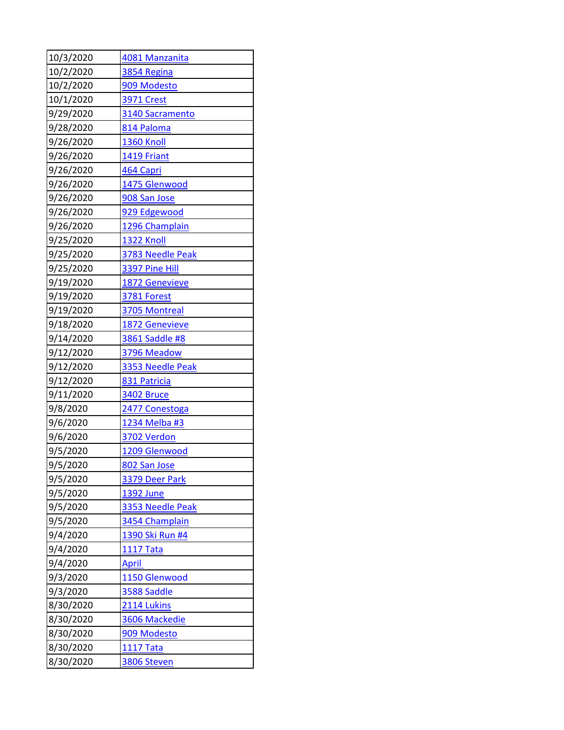| 10/3/2020 | 4081 Manzanita |
|---|---|
| 10/2/2020 | 3854 Regina |
| 10/2/2020 | 909 Modesto |
| 10/1/2020 | 3971 Crest |
| 9/29/2020 | 3140 Sacramento |
| 9/28/2020 | 814 Paloma |
| 9/26/2020 | 1360 Knoll |
| 9/26/2020 | 1419 Friant |
| 9/26/2020 | 464 Capri |
| 9/26/2020 | 1475 Glenwood |
| 9/26/2020 | 908 San Jose |
| 9/26/2020 | 929 Edgewood |
| 9/26/2020 | 1296 Champlain |
| 9/25/2020 | 1322 Knoll |
| 9/25/2020 | 3783 Needle Peak |
| 9/25/2020 | 3397 Pine Hill |
| 9/19/2020 | 1872 Genevieve |
| 9/19/2020 | 3781 Forest |
| 9/19/2020 | 3705 Montreal |
| 9/18/2020 | 1872 Genevieve |
| 9/14/2020 | 3861 Saddle #8 |
| 9/12/2020 | 3796 Meadow |
| 9/12/2020 | 3353 Needle Peak |
| 9/12/2020 | 831 Patricia |
| 9/11/2020 | 3402 Bruce |
| 9/8/2020 | 2477 Conestoga |
| 9/6/2020 | 1234 Melba #3 |
| 9/6/2020 | 3702 Verdon |
| 9/5/2020 | 1209 Glenwood |
| 9/5/2020 | 802 San Jose |
| 9/5/2020 | 3379 Deer Park |
| 9/5/2020 | 1392 June |
| 9/5/2020 | 3353 Needle Peak |
| 9/5/2020 | 3454 Champlain |
| 9/4/2020 | 1390 Ski Run #4 |
| 9/4/2020 | 1117 Tata |
| 9/4/2020 | April |
| 9/3/2020 | 1150 Glenwood |
| 9/3/2020 | 3588 Saddle |
| 8/30/2020 | 2114 Lukins |
| 8/30/2020 | 3606 Mackedie |
| 8/30/2020 | 909 Modesto |
| 8/30/2020 | 1117 Tata |
| 8/30/2020 | 3806 Steven |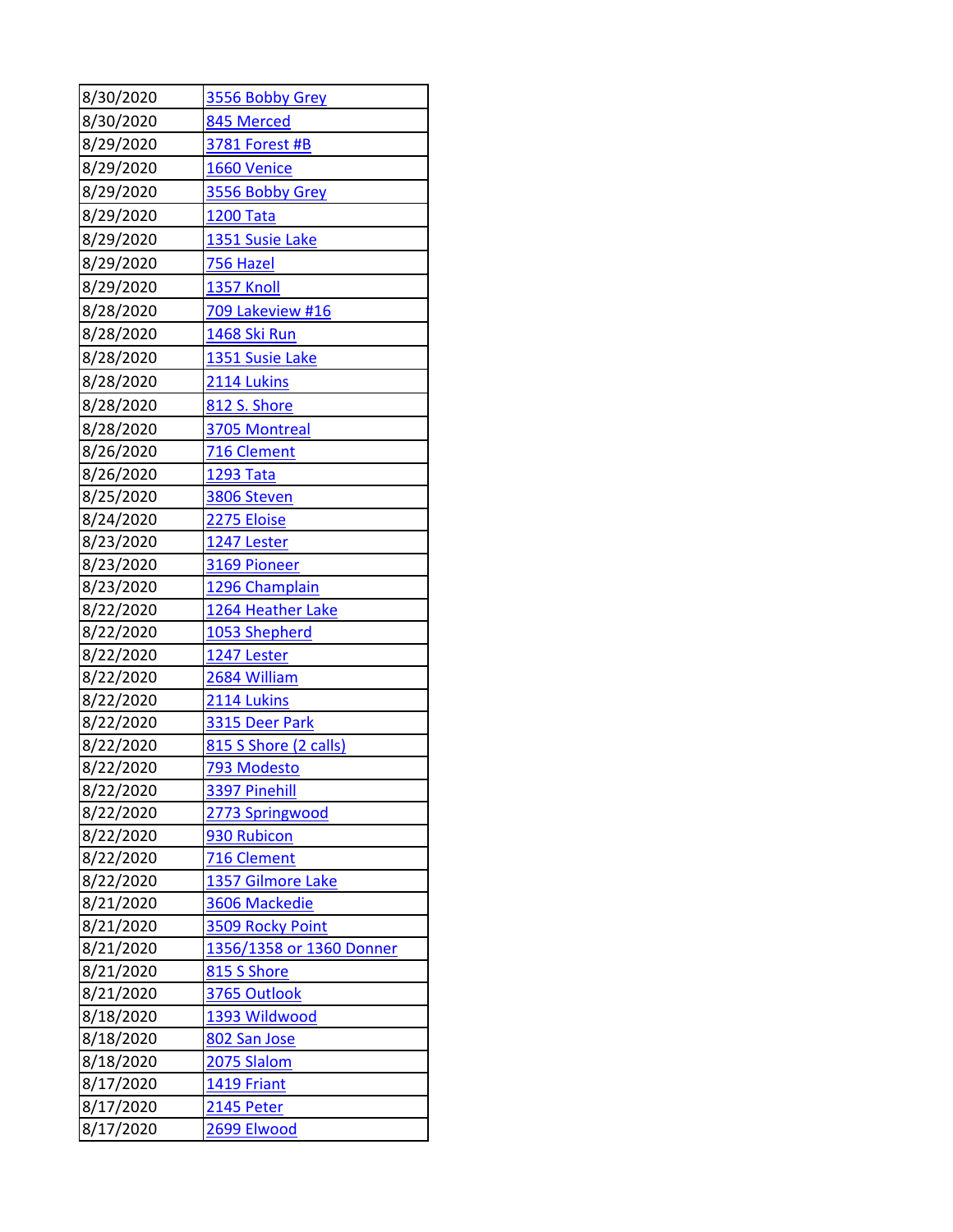| 8/30/2020 | 3556 Bobby Grey |
|---|---|
| 8/30/2020 | 845 Merced |
| 8/29/2020 | 3781 Forest #B |
| 8/29/2020 | 1660 Venice |
| 8/29/2020 | 3556 Bobby Grey |
| 8/29/2020 | 1200 Tata |
| 8/29/2020 | 1351 Susie Lake |
| 8/29/2020 | 756 Hazel |
| 8/29/2020 | 1357 Knoll |
| 8/28/2020 | 709 Lakeview #16 |
| 8/28/2020 | 1468 Ski Run |
| 8/28/2020 | 1351 Susie Lake |
| 8/28/2020 | 2114 Lukins |
| 8/28/2020 | 812 S. Shore |
| 8/28/2020 | 3705 Montreal |
| 8/26/2020 | 716 Clement |
| 8/26/2020 | 1293 Tata |
| 8/25/2020 | 3806 Steven |
| 8/24/2020 | 2275 Eloise |
| 8/23/2020 | 1247 Lester |
| 8/23/2020 | 3169 Pioneer |
| 8/23/2020 | 1296 Champlain |
| 8/22/2020 | 1264 Heather Lake |
| 8/22/2020 | 1053 Shepherd |
| 8/22/2020 | 1247 Lester |
| 8/22/2020 | 2684 William |
| 8/22/2020 | 2114 Lukins |
| 8/22/2020 | 3315 Deer Park |
| 8/22/2020 | 815 S Shore (2 calls) |
| 8/22/2020 | 793 Modesto |
| 8/22/2020 | 3397 Pinehill |
| 8/22/2020 | 2773 Springwood |
| 8/22/2020 | 930 Rubicon |
| 8/22/2020 | 716 Clement |
| 8/22/2020 | 1357 Gilmore Lake |
| 8/21/2020 | 3606 Mackedie |
| 8/21/2020 | 3509 Rocky Point |
| 8/21/2020 | 1356/1358 or 1360 Donner |
| 8/21/2020 | 815 S Shore |
| 8/21/2020 | 3765 Outlook |
| 8/18/2020 | 1393 Wildwood |
| 8/18/2020 | 802 San Jose |
| 8/18/2020 | 2075 Slalom |
| 8/17/2020 | 1419 Friant |
| 8/17/2020 | 2145 Peter |
| 8/17/2020 | 2699 Elwood |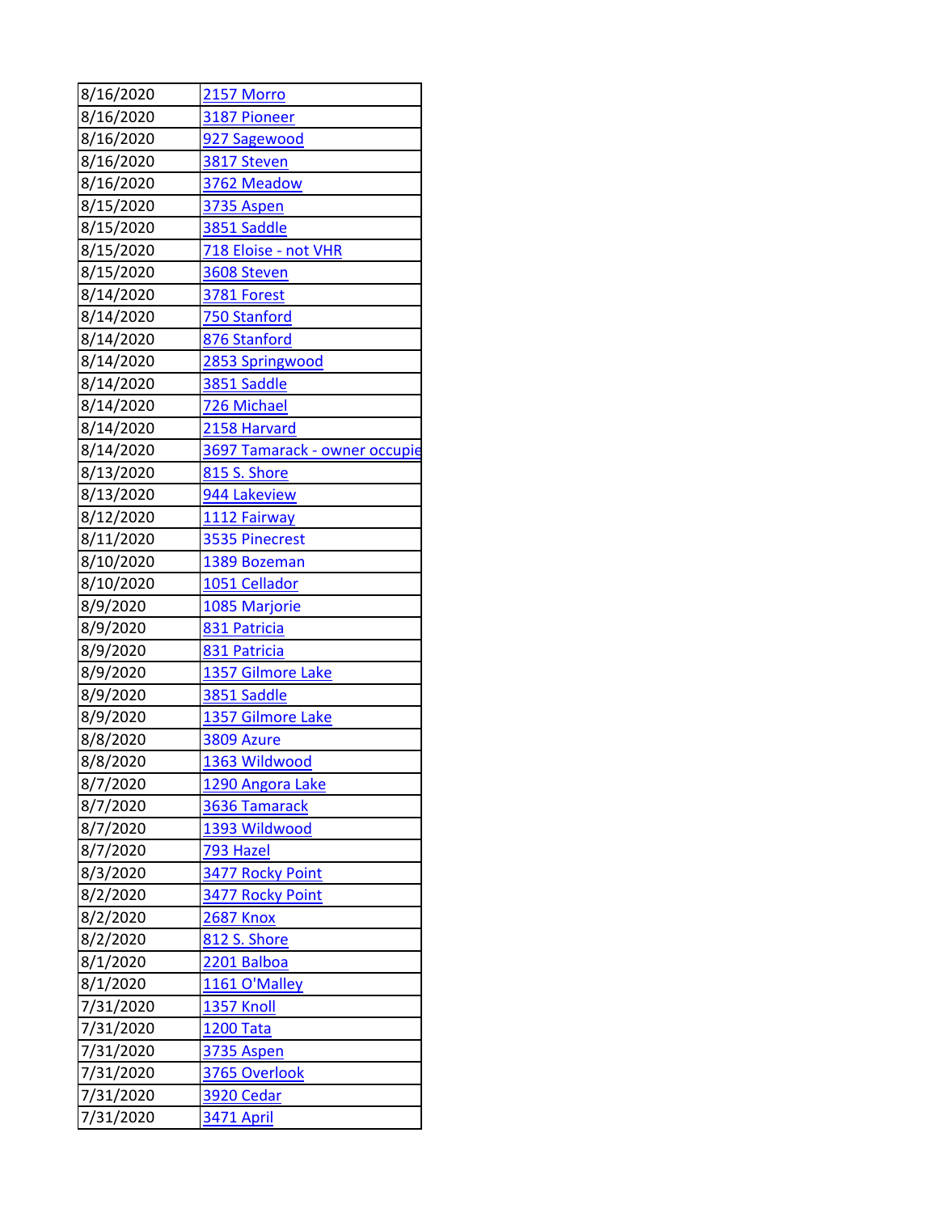| | |
|---|---|
| 8/16/2020 | 2157 Morro |
| 8/16/2020 | 3187 Pioneer |
| 8/16/2020 | 927 Sagewood |
| 8/16/2020 | 3817 Steven |
| 8/16/2020 | 3762 Meadow |
| 8/15/2020 | 3735 Aspen |
| 8/15/2020 | 3851 Saddle |
| 8/15/2020 | 718 Eloise - not VHR |
| 8/15/2020 | 3608 Steven |
| 8/14/2020 | 3781 Forest |
| 8/14/2020 | 750 Stanford |
| 8/14/2020 | 876 Stanford |
| 8/14/2020 | 2853 Springwood |
| 8/14/2020 | 3851 Saddle |
| 8/14/2020 | 726 Michael |
| 8/14/2020 | 2158 Harvard |
| 8/14/2020 | 3697 Tamarack - owner occupie |
| 8/13/2020 | 815 S. Shore |
| 8/13/2020 | 944 Lakeview |
| 8/12/2020 | 1112 Fairway |
| 8/11/2020 | 3535 Pinecrest |
| 8/10/2020 | 1389 Bozeman |
| 8/10/2020 | 1051 Cellador |
| 8/9/2020 | 1085 Marjorie |
| 8/9/2020 | 831 Patricia |
| 8/9/2020 | 831 Patricia |
| 8/9/2020 | 1357 Gilmore Lake |
| 8/9/2020 | 3851 Saddle |
| 8/9/2020 | 1357 Gilmore Lake |
| 8/8/2020 | 3809 Azure |
| 8/8/2020 | 1363 Wildwood |
| 8/7/2020 | 1290 Angora Lake |
| 8/7/2020 | 3636 Tamarack |
| 8/7/2020 | 1393 Wildwood |
| 8/7/2020 | 793 Hazel |
| 8/3/2020 | 3477 Rocky Point |
| 8/2/2020 | 3477 Rocky Point |
| 8/2/2020 | 2687 Knox |
| 8/2/2020 | 812 S. Shore |
| 8/1/2020 | 2201 Balboa |
| 8/1/2020 | 1161 O'Malley |
| 7/31/2020 | 1357 Knoll |
| 7/31/2020 | 1200 Tata |
| 7/31/2020 | 3735 Aspen |
| 7/31/2020 | 3765 Overlook |
| 7/31/2020 | 3920 Cedar |
| 7/31/2020 | 3471 April |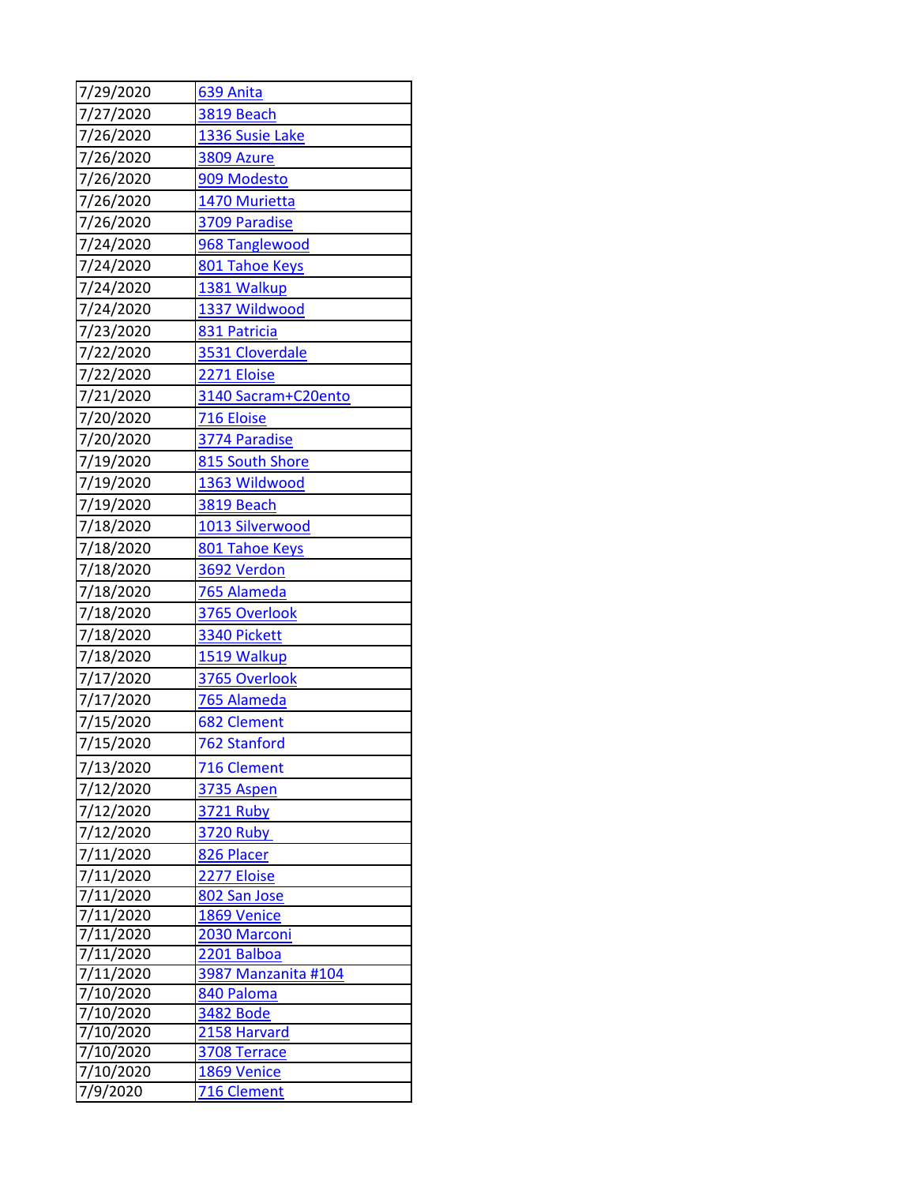| 7/29/2020 | 639 Anita |
|---|---|
| 7/27/2020 | 3819 Beach |
| 7/26/2020 | 1336 Susie Lake |
| 7/26/2020 | 3809 Azure |
| 7/26/2020 | 909 Modesto |
| 7/26/2020 | 1470 Murietta |
| 7/26/2020 | 3709 Paradise |
| 7/24/2020 | 968 Tanglewood |
| 7/24/2020 | 801 Tahoe Keys |
| 7/24/2020 | 1381 Walkup |
| 7/24/2020 | 1337 Wildwood |
| 7/23/2020 | 831 Patricia |
| 7/22/2020 | 3531 Cloverdale |
| 7/22/2020 | 2271 Eloise |
| 7/21/2020 | 3140 Sacram+C20ento |
| 7/20/2020 | 716 Eloise |
| 7/20/2020 | 3774 Paradise |
| 7/19/2020 | 815 South Shore |
| 7/19/2020 | 1363 Wildwood |
| 7/19/2020 | 3819 Beach |
| 7/18/2020 | 1013 Silverwood |
| 7/18/2020 | 801 Tahoe Keys |
| 7/18/2020 | 3692 Verdon |
| 7/18/2020 | 765 Alameda |
| 7/18/2020 | 3765 Overlook |
| 7/18/2020 | 3340 Pickett |
| 7/18/2020 | 1519 Walkup |
| 7/17/2020 | 3765 Overlook |
| 7/17/2020 | 765 Alameda |
| 7/15/2020 | 682 Clement |
| 7/15/2020 | 762 Stanford |
| 7/13/2020 | 716 Clement |
| 7/12/2020 | 3735 Aspen |
| 7/12/2020 | 3721 Ruby |
| 7/12/2020 | 3720 Ruby |
| 7/11/2020 | 826 Placer |
| 7/11/2020 | 2277 Eloise |
| 7/11/2020 | 802 San Jose |
| 7/11/2020 | 1869 Venice |
| 7/11/2020 | 2030 Marconi |
| 7/11/2020 | 2201 Balboa |
| 7/11/2020 | 3987 Manzanita #104 |
| 7/10/2020 | 840 Paloma |
| 7/10/2020 | 3482 Bode |
| 7/10/2020 | 2158 Harvard |
| 7/10/2020 | 3708 Terrace |
| 7/10/2020 | 1869 Venice |
| 7/9/2020 | 716 Clement |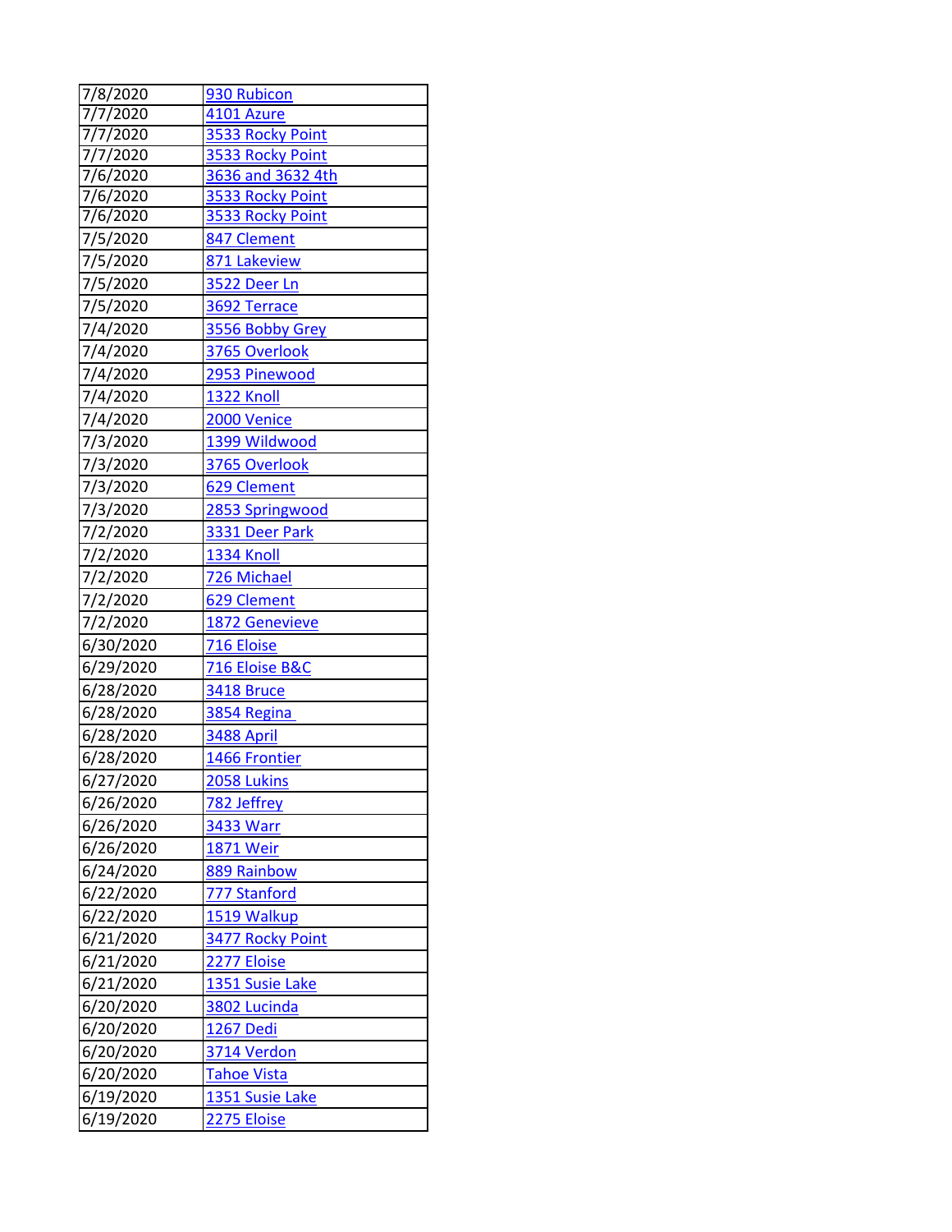| | |
|---|---|
| 7/8/2020 | 930 Rubicon |
| 7/7/2020 | 4101 Azure |
| 7/7/2020 | 3533 Rocky Point |
| 7/7/2020 | 3533 Rocky Point |
| 7/6/2020 | 3636 and 3632 4th |
| 7/6/2020 | 3533 Rocky Point |
| 7/6/2020 | 3533 Rocky Point |
| 7/5/2020 | 847 Clement |
| 7/5/2020 | 871 Lakeview |
| 7/5/2020 | 3522 Deer Ln |
| 7/5/2020 | 3692 Terrace |
| 7/4/2020 | 3556 Bobby Grey |
| 7/4/2020 | 3765 Overlook |
| 7/4/2020 | 2953 Pinewood |
| 7/4/2020 | 1322 Knoll |
| 7/4/2020 | 2000 Venice |
| 7/3/2020 | 1399 Wildwood |
| 7/3/2020 | 3765 Overlook |
| 7/3/2020 | 629 Clement |
| 7/3/2020 | 2853 Springwood |
| 7/2/2020 | 3331 Deer Park |
| 7/2/2020 | 1334 Knoll |
| 7/2/2020 | 726 Michael |
| 7/2/2020 | 629 Clement |
| 7/2/2020 | 1872 Genevieve |
| 6/30/2020 | 716 Eloise |
| 6/29/2020 | 716 Eloise B&C |
| 6/28/2020 | 3418 Bruce |
| 6/28/2020 | 3854 Regina |
| 6/28/2020 | 3488 April |
| 6/28/2020 | 1466 Frontier |
| 6/27/2020 | 2058 Lukins |
| 6/26/2020 | 782 Jeffrey |
| 6/26/2020 | 3433 Warr |
| 6/26/2020 | 1871 Weir |
| 6/24/2020 | 889 Rainbow |
| 6/22/2020 | 777 Stanford |
| 6/22/2020 | 1519 Walkup |
| 6/21/2020 | 3477 Rocky Point |
| 6/21/2020 | 2277 Eloise |
| 6/21/2020 | 1351 Susie Lake |
| 6/20/2020 | 3802 Lucinda |
| 6/20/2020 | 1267 Dedi |
| 6/20/2020 | 3714 Verdon |
| 6/20/2020 | Tahoe Vista |
| 6/19/2020 | 1351 Susie Lake |
| 6/19/2020 | 2275 Eloise |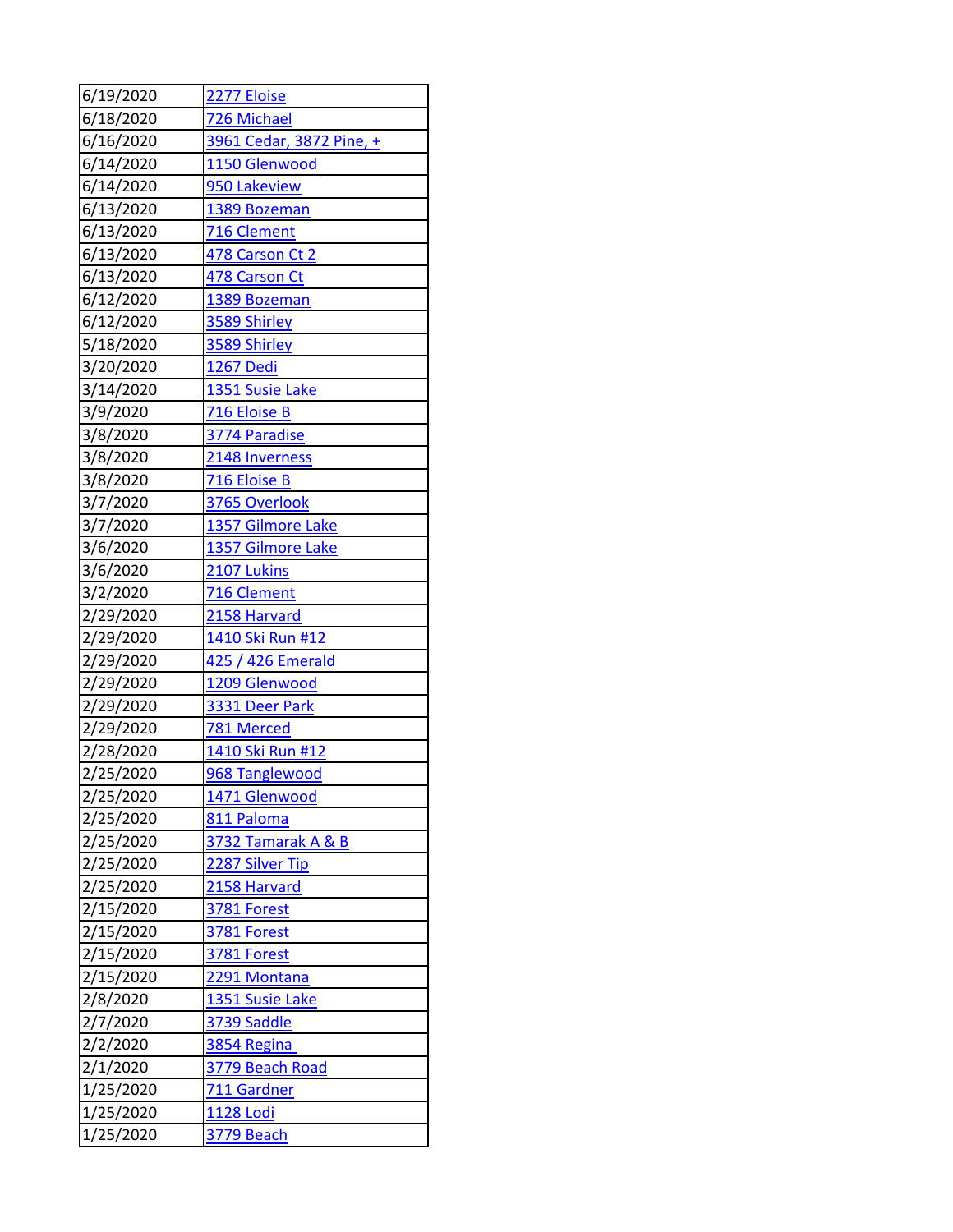| | |
|---|---|
| 6/19/2020 | 2277 Eloise |
| 6/18/2020 | 726 Michael |
| 6/16/2020 | 3961 Cedar, 3872 Pine, + |
| 6/14/2020 | 1150 Glenwood |
| 6/14/2020 | 950 Lakeview |
| 6/13/2020 | 1389 Bozeman |
| 6/13/2020 | 716 Clement |
| 6/13/2020 | 478 Carson Ct 2 |
| 6/13/2020 | 478 Carson Ct |
| 6/12/2020 | 1389 Bozeman |
| 6/12/2020 | 3589 Shirley |
| 5/18/2020 | 3589 Shirley |
| 3/20/2020 | 1267 Dedi |
| 3/14/2020 | 1351 Susie Lake |
| 3/9/2020 | 716 Eloise B |
| 3/8/2020 | 3774 Paradise |
| 3/8/2020 | 2148 Inverness |
| 3/8/2020 | 716 Eloise B |
| 3/7/2020 | 3765 Overlook |
| 3/7/2020 | 1357 Gilmore Lake |
| 3/6/2020 | 1357 Gilmore Lake |
| 3/6/2020 | 2107 Lukins |
| 3/2/2020 | 716 Clement |
| 2/29/2020 | 2158 Harvard |
| 2/29/2020 | 1410 Ski Run #12 |
| 2/29/2020 | 425 / 426 Emerald |
| 2/29/2020 | 1209 Glenwood |
| 2/29/2020 | 3331 Deer Park |
| 2/29/2020 | 781 Merced |
| 2/28/2020 | 1410 Ski Run #12 |
| 2/25/2020 | 968 Tanglewood |
| 2/25/2020 | 1471 Glenwood |
| 2/25/2020 | 811 Paloma |
| 2/25/2020 | 3732 Tamarak A & B |
| 2/25/2020 | 2287 Silver Tip |
| 2/25/2020 | 2158 Harvard |
| 2/15/2020 | 3781 Forest |
| 2/15/2020 | 3781 Forest |
| 2/15/2020 | 3781 Forest |
| 2/15/2020 | 2291 Montana |
| 2/8/2020 | 1351 Susie Lake |
| 2/7/2020 | 3739 Saddle |
| 2/2/2020 | 3854 Regina |
| 2/1/2020 | 3779 Beach Road |
| 1/25/2020 | 711 Gardner |
| 1/25/2020 | 1128 Lodi |
| 1/25/2020 | 3779 Beach |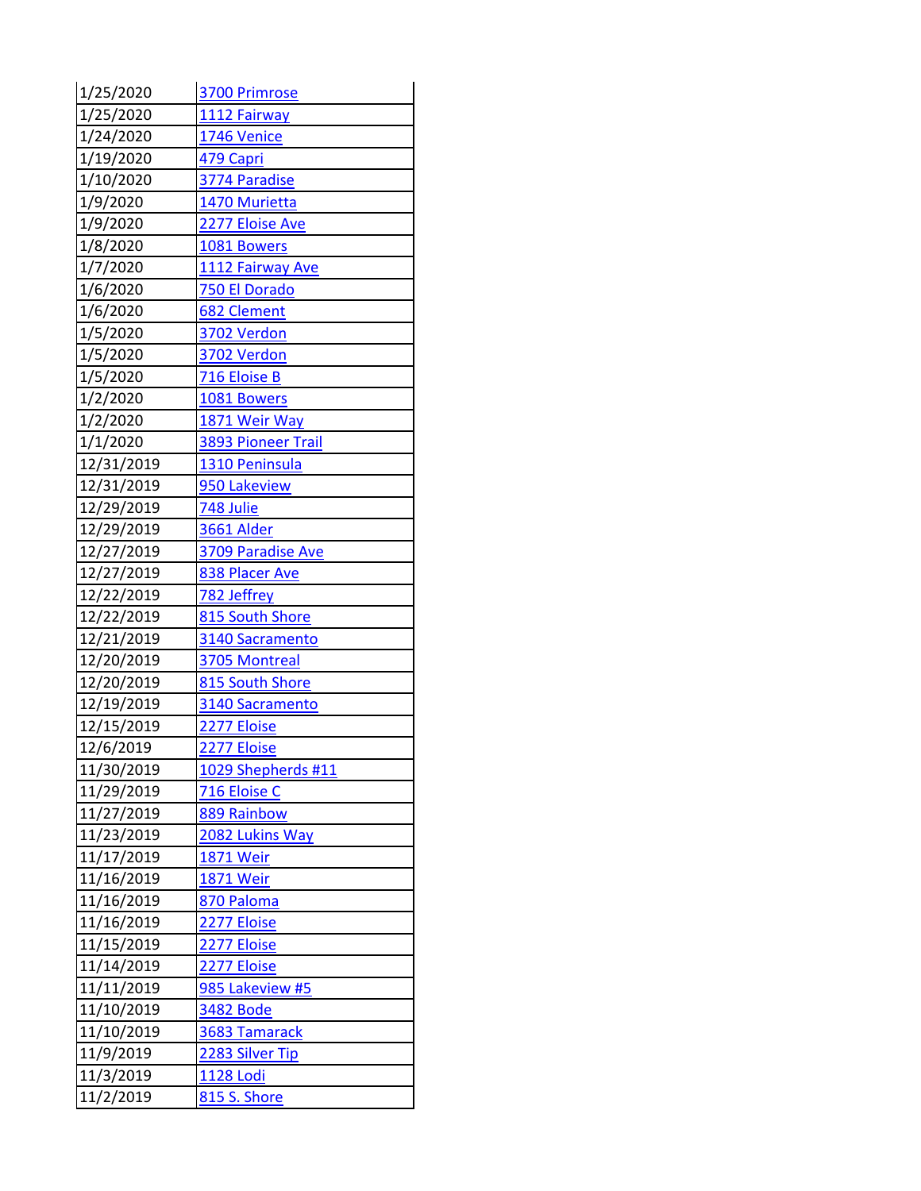| | |
|---|---|
| 1/25/2020 | 3700 Primrose |
| 1/25/2020 | 1112 Fairway |
| 1/24/2020 | 1746 Venice |
| 1/19/2020 | 479 Capri |
| 1/10/2020 | 3774 Paradise |
| 1/9/2020 | 1470 Murietta |
| 1/9/2020 | 2277 Eloise Ave |
| 1/8/2020 | 1081 Bowers |
| 1/7/2020 | 1112 Fairway Ave |
| 1/6/2020 | 750 El Dorado |
| 1/6/2020 | 682 Clement |
| 1/5/2020 | 3702 Verdon |
| 1/5/2020 | 3702 Verdon |
| 1/5/2020 | 716 Eloise B |
| 1/2/2020 | 1081 Bowers |
| 1/2/2020 | 1871 Weir Way |
| 1/1/2020 | 3893 Pioneer Trail |
| 12/31/2019 | 1310 Peninsula |
| 12/31/2019 | 950 Lakeview |
| 12/29/2019 | 748 Julie |
| 12/29/2019 | 3661 Alder |
| 12/27/2019 | 3709 Paradise Ave |
| 12/27/2019 | 838 Placer Ave |
| 12/22/2019 | 782 Jeffrey |
| 12/22/2019 | 815 South Shore |
| 12/21/2019 | 3140 Sacramento |
| 12/20/2019 | 3705 Montreal |
| 12/20/2019 | 815 South Shore |
| 12/19/2019 | 3140 Sacramento |
| 12/15/2019 | 2277 Eloise |
| 12/6/2019 | 2277 Eloise |
| 11/30/2019 | 1029 Shepherds #11 |
| 11/29/2019 | 716 Eloise C |
| 11/27/2019 | 889 Rainbow |
| 11/23/2019 | 2082 Lukins Way |
| 11/17/2019 | 1871 Weir |
| 11/16/2019 | 1871 Weir |
| 11/16/2019 | 870 Paloma |
| 11/16/2019 | 2277 Eloise |
| 11/15/2019 | 2277 Eloise |
| 11/14/2019 | 2277 Eloise |
| 11/11/2019 | 985 Lakeview #5 |
| 11/10/2019 | 3482 Bode |
| 11/10/2019 | 3683 Tamarack |
| 11/9/2019 | 2283 Silver Tip |
| 11/3/2019 | 1128 Lodi |
| 11/2/2019 | 815 S. Shore |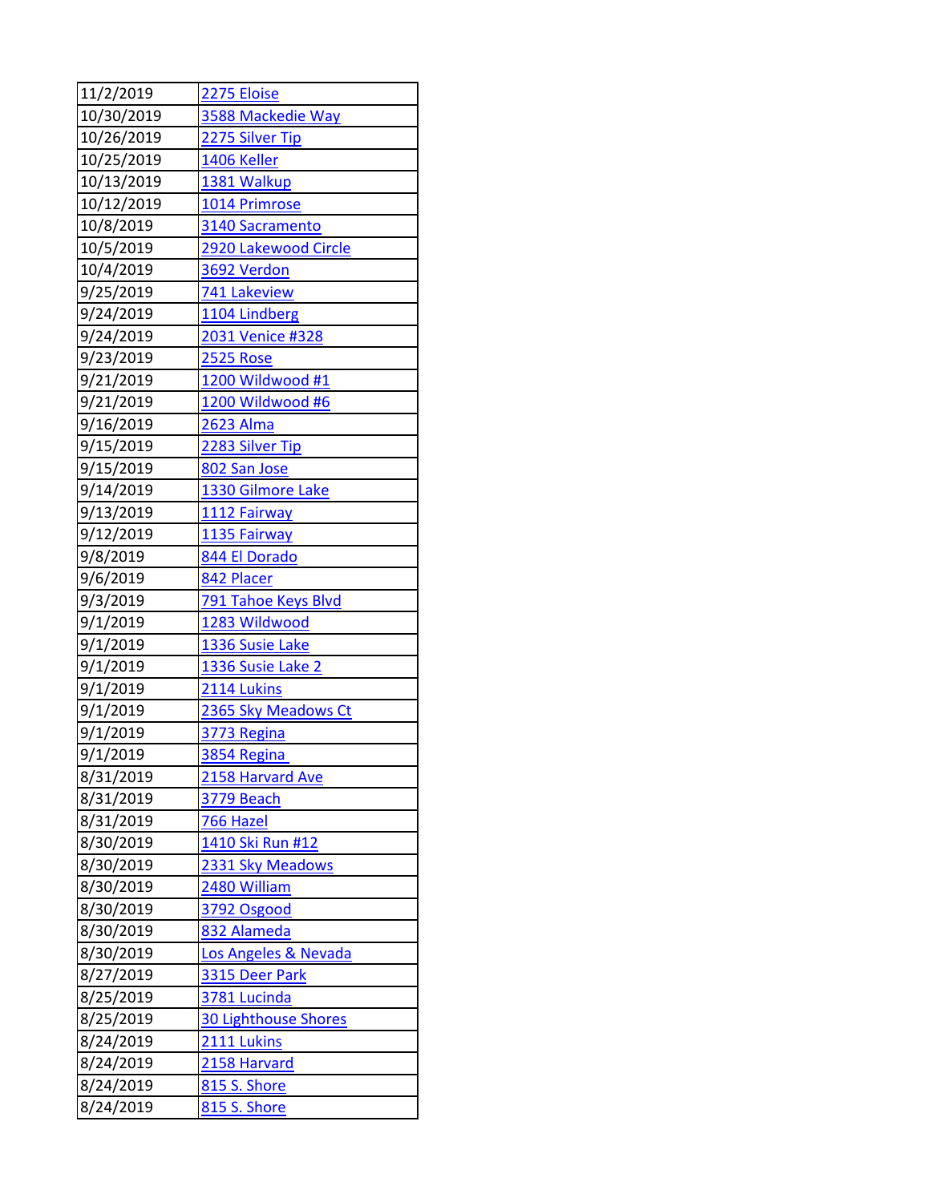| | |
|---|---|
| 11/2/2019 | 2275 Eloise |
| 10/30/2019 | 3588 Mackedie Way |
| 10/26/2019 | 2275 Silver Tip |
| 10/25/2019 | 1406 Keller |
| 10/13/2019 | 1381 Walkup |
| 10/12/2019 | 1014 Primrose |
| 10/8/2019 | 3140 Sacramento |
| 10/5/2019 | 2920 Lakewood Circle |
| 10/4/2019 | 3692 Verdon |
| 9/25/2019 | 741 Lakeview |
| 9/24/2019 | 1104 Lindberg |
| 9/24/2019 | 2031 Venice #328 |
| 9/23/2019 | 2525 Rose |
| 9/21/2019 | 1200 Wildwood #1 |
| 9/21/2019 | 1200 Wildwood #6 |
| 9/16/2019 | 2623 Alma |
| 9/15/2019 | 2283 Silver Tip |
| 9/15/2019 | 802 San Jose |
| 9/14/2019 | 1330 Gilmore Lake |
| 9/13/2019 | 1112 Fairway |
| 9/12/2019 | 1135 Fairway |
| 9/8/2019 | 844 El Dorado |
| 9/6/2019 | 842 Placer |
| 9/3/2019 | 791 Tahoe Keys Blvd |
| 9/1/2019 | 1283 Wildwood |
| 9/1/2019 | 1336 Susie Lake |
| 9/1/2019 | 1336 Susie Lake 2 |
| 9/1/2019 | 2114 Lukins |
| 9/1/2019 | 2365 Sky Meadows Ct |
| 9/1/2019 | 3773 Regina |
| 9/1/2019 | 3854 Regina |
| 8/31/2019 | 2158 Harvard Ave |
| 8/31/2019 | 3779 Beach |
| 8/31/2019 | 766 Hazel |
| 8/30/2019 | 1410 Ski Run #12 |
| 8/30/2019 | 2331 Sky Meadows |
| 8/30/2019 | 2480 William |
| 8/30/2019 | 3792 Osgood |
| 8/30/2019 | 832 Alameda |
| 8/30/2019 | Los Angeles & Nevada |
| 8/27/2019 | 3315 Deer Park |
| 8/25/2019 | 3781 Lucinda |
| 8/25/2019 | 30 Lighthouse Shores |
| 8/24/2019 | 2111 Lukins |
| 8/24/2019 | 2158 Harvard |
| 8/24/2019 | 815 S. Shore |
| 8/24/2019 | 815 S. Shore |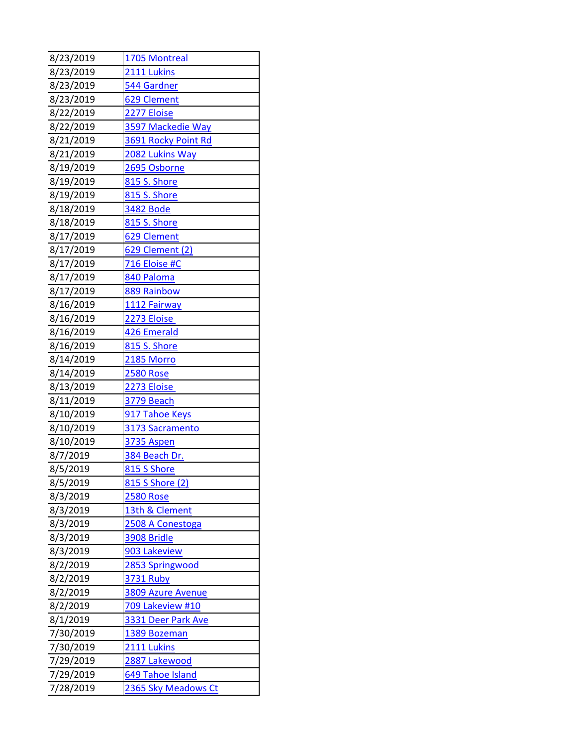| | |
|---|---|
| 8/23/2019 | 1705 Montreal |
| 8/23/2019 | 2111 Lukins |
| 8/23/2019 | 544 Gardner |
| 8/23/2019 | 629 Clement |
| 8/22/2019 | 2277 Eloise |
| 8/22/2019 | 3597 Mackedie Way |
| 8/21/2019 | 3691 Rocky Point Rd |
| 8/21/2019 | 2082 Lukins Way |
| 8/19/2019 | 2695 Osborne |
| 8/19/2019 | 815 S. Shore |
| 8/19/2019 | 815 S. Shore |
| 8/18/2019 | 3482 Bode |
| 8/18/2019 | 815 S. Shore |
| 8/17/2019 | 629 Clement |
| 8/17/2019 | 629 Clement (2) |
| 8/17/2019 | 716 Eloise #C |
| 8/17/2019 | 840 Paloma |
| 8/17/2019 | 889 Rainbow |
| 8/16/2019 | 1112 Fairway |
| 8/16/2019 | 2273 Eloise |
| 8/16/2019 | 426 Emerald |
| 8/16/2019 | 815 S. Shore |
| 8/14/2019 | 2185 Morro |
| 8/14/2019 | 2580 Rose |
| 8/13/2019 | 2273 Eloise |
| 8/11/2019 | 3779 Beach |
| 8/10/2019 | 917 Tahoe Keys |
| 8/10/2019 | 3173 Sacramento |
| 8/10/2019 | 3735 Aspen |
| 8/7/2019 | 384 Beach Dr. |
| 8/5/2019 | 815 S Shore |
| 8/5/2019 | 815 S Shore (2) |
| 8/3/2019 | 2580 Rose |
| 8/3/2019 | 13th & Clement |
| 8/3/2019 | 2508 A Conestoga |
| 8/3/2019 | 3908 Bridle |
| 8/3/2019 | 903 Lakeview |
| 8/2/2019 | 2853 Springwood |
| 8/2/2019 | 3731 Ruby |
| 8/2/2019 | 3809 Azure Avenue |
| 8/2/2019 | 709 Lakeview #10 |
| 8/1/2019 | 3331 Deer Park Ave |
| 7/30/2019 | 1389 Bozeman |
| 7/30/2019 | 2111 Lukins |
| 7/29/2019 | 2887 Lakewood |
| 7/29/2019 | 649 Tahoe Island |
| 7/28/2019 | 2365 Sky Meadows Ct |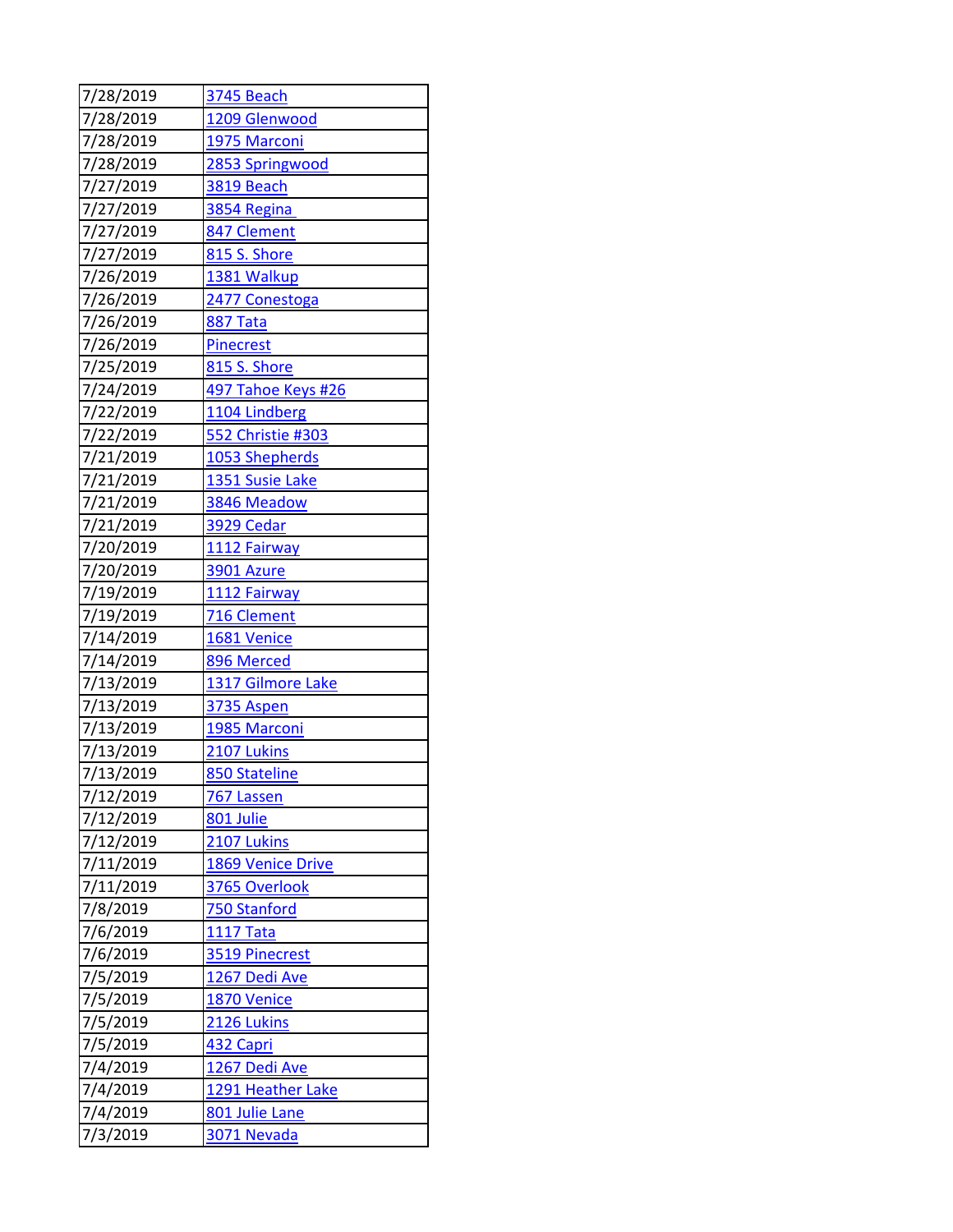| | |
|---|---|
| 7/28/2019 | 3745 Beach |
| 7/28/2019 | 1209 Glenwood |
| 7/28/2019 | 1975 Marconi |
| 7/28/2019 | 2853 Springwood |
| 7/27/2019 | 3819 Beach |
| 7/27/2019 | 3854 Regina |
| 7/27/2019 | 847 Clement |
| 7/27/2019 | 815 S. Shore |
| 7/26/2019 | 1381 Walkup |
| 7/26/2019 | 2477 Conestoga |
| 7/26/2019 | 887 Tata |
| 7/26/2019 | Pinecrest |
| 7/25/2019 | 815 S. Shore |
| 7/24/2019 | 497 Tahoe Keys #26 |
| 7/22/2019 | 1104 Lindberg |
| 7/22/2019 | 552 Christie #303 |
| 7/21/2019 | 1053 Shepherds |
| 7/21/2019 | 1351 Susie Lake |
| 7/21/2019 | 3846 Meadow |
| 7/21/2019 | 3929 Cedar |
| 7/20/2019 | 1112 Fairway |
| 7/20/2019 | 3901 Azure |
| 7/19/2019 | 1112 Fairway |
| 7/19/2019 | 716 Clement |
| 7/14/2019 | 1681 Venice |
| 7/14/2019 | 896 Merced |
| 7/13/2019 | 1317 Gilmore Lake |
| 7/13/2019 | 3735 Aspen |
| 7/13/2019 | 1985 Marconi |
| 7/13/2019 | 2107 Lukins |
| 7/13/2019 | 850 Stateline |
| 7/12/2019 | 767 Lassen |
| 7/12/2019 | 801 Julie |
| 7/12/2019 | 2107 Lukins |
| 7/11/2019 | 1869 Venice Drive |
| 7/11/2019 | 3765 Overlook |
| 7/8/2019 | 750 Stanford |
| 7/6/2019 | 1117 Tata |
| 7/6/2019 | 3519 Pinecrest |
| 7/5/2019 | 1267 Dedi Ave |
| 7/5/2019 | 1870 Venice |
| 7/5/2019 | 2126 Lukins |
| 7/5/2019 | 432 Capri |
| 7/4/2019 | 1267 Dedi Ave |
| 7/4/2019 | 1291 Heather Lake |
| 7/4/2019 | 801 Julie Lane |
| 7/3/2019 | 3071 Nevada |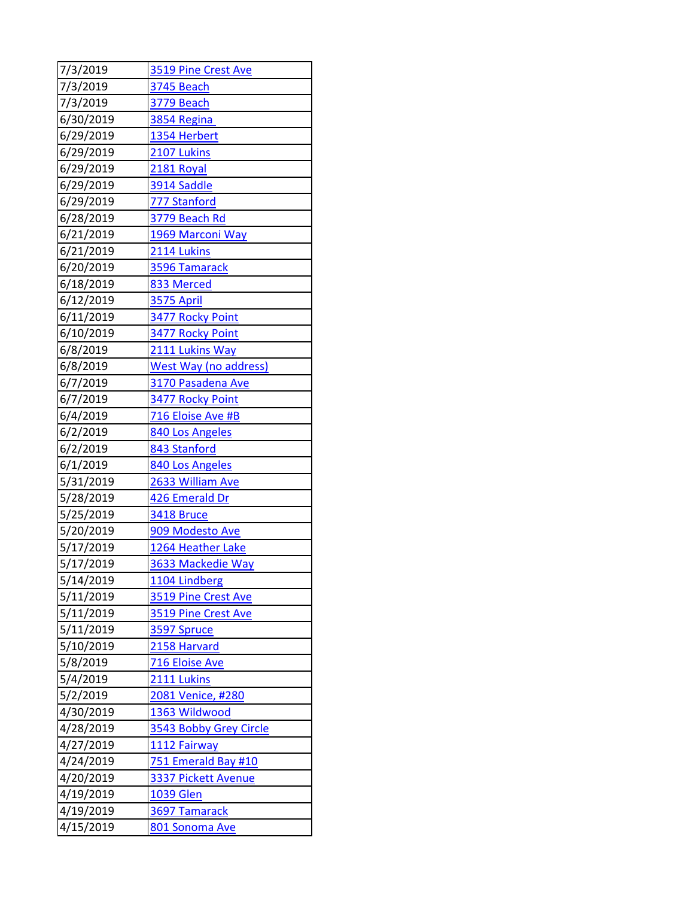| | |
|---|---|
| 7/3/2019 | 3519 Pine Crest Ave |
| 7/3/2019 | 3745 Beach |
| 7/3/2019 | 3779 Beach |
| 6/30/2019 | 3854 Regina |
| 6/29/2019 | 1354 Herbert |
| 6/29/2019 | 2107 Lukins |
| 6/29/2019 | 2181 Royal |
| 6/29/2019 | 3914 Saddle |
| 6/29/2019 | 777 Stanford |
| 6/28/2019 | 3779 Beach Rd |
| 6/21/2019 | 1969 Marconi Way |
| 6/21/2019 | 2114 Lukins |
| 6/20/2019 | 3596 Tamarack |
| 6/18/2019 | 833 Merced |
| 6/12/2019 | 3575 April |
| 6/11/2019 | 3477 Rocky Point |
| 6/10/2019 | 3477 Rocky Point |
| 6/8/2019 | 2111 Lukins Way |
| 6/8/2019 | West Way (no address) |
| 6/7/2019 | 3170 Pasadena Ave |
| 6/7/2019 | 3477 Rocky Point |
| 6/4/2019 | 716 Eloise Ave #B |
| 6/2/2019 | 840 Los Angeles |
| 6/2/2019 | 843 Stanford |
| 6/1/2019 | 840 Los Angeles |
| 5/31/2019 | 2633 William Ave |
| 5/28/2019 | 426 Emerald Dr |
| 5/25/2019 | 3418 Bruce |
| 5/20/2019 | 909 Modesto Ave |
| 5/17/2019 | 1264 Heather Lake |
| 5/17/2019 | 3633 Mackedie Way |
| 5/14/2019 | 1104 Lindberg |
| 5/11/2019 | 3519 Pine Crest Ave |
| 5/11/2019 | 3519 Pine Crest Ave |
| 5/11/2019 | 3597 Spruce |
| 5/10/2019 | 2158 Harvard |
| 5/8/2019 | 716 Eloise Ave |
| 5/4/2019 | 2111 Lukins |
| 5/2/2019 | 2081 Venice, #280 |
| 4/30/2019 | 1363 Wildwood |
| 4/28/2019 | 3543 Bobby Grey Circle |
| 4/27/2019 | 1112 Fairway |
| 4/24/2019 | 751 Emerald Bay #10 |
| 4/20/2019 | 3337 Pickett Avenue |
| 4/19/2019 | 1039 Glen |
| 4/19/2019 | 3697 Tamarack |
| 4/15/2019 | 801 Sonoma Ave |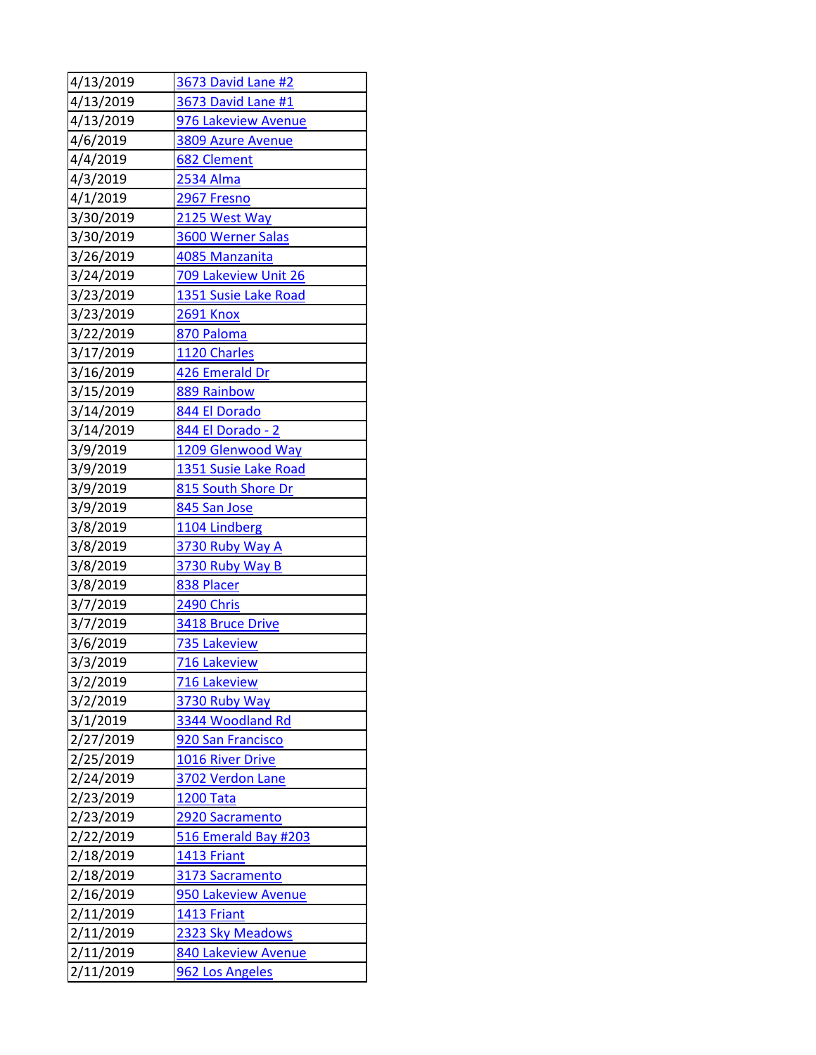| | |
|---|---|
| 4/13/2019 | 3673 David Lane #2 |
| 4/13/2019 | 3673 David Lane #1 |
| 4/13/2019 | 976 Lakeview Avenue |
| 4/6/2019 | 3809 Azure Avenue |
| 4/4/2019 | 682 Clement |
| 4/3/2019 | 2534 Alma |
| 4/1/2019 | 2967 Fresno |
| 3/30/2019 | 2125 West Way |
| 3/30/2019 | 3600 Werner Salas |
| 3/26/2019 | 4085 Manzanita |
| 3/24/2019 | 709 Lakeview Unit 26 |
| 3/23/2019 | 1351 Susie Lake Road |
| 3/23/2019 | 2691 Knox |
| 3/22/2019 | 870 Paloma |
| 3/17/2019 | 1120 Charles |
| 3/16/2019 | 426 Emerald Dr |
| 3/15/2019 | 889 Rainbow |
| 3/14/2019 | 844 El Dorado |
| 3/14/2019 | 844 El Dorado - 2 |
| 3/9/2019 | 1209 Glenwood Way |
| 3/9/2019 | 1351 Susie Lake Road |
| 3/9/2019 | 815 South Shore Dr |
| 3/9/2019 | 845 San Jose |
| 3/8/2019 | 1104 Lindberg |
| 3/8/2019 | 3730 Ruby Way A |
| 3/8/2019 | 3730 Ruby Way B |
| 3/8/2019 | 838 Placer |
| 3/7/2019 | 2490 Chris |
| 3/7/2019 | 3418 Bruce Drive |
| 3/6/2019 | 735 Lakeview |
| 3/3/2019 | 716 Lakeview |
| 3/2/2019 | 716 Lakeview |
| 3/2/2019 | 3730 Ruby Way |
| 3/1/2019 | 3344 Woodland Rd |
| 2/27/2019 | 920 San Francisco |
| 2/25/2019 | 1016 River Drive |
| 2/24/2019 | 3702 Verdon Lane |
| 2/23/2019 | 1200 Tata |
| 2/23/2019 | 2920 Sacramento |
| 2/22/2019 | 516 Emerald Bay #203 |
| 2/18/2019 | 1413 Friant |
| 2/18/2019 | 3173 Sacramento |
| 2/16/2019 | 950 Lakeview Avenue |
| 2/11/2019 | 1413 Friant |
| 2/11/2019 | 2323 Sky Meadows |
| 2/11/2019 | 840 Lakeview Avenue |
| 2/11/2019 | 962 Los Angeles |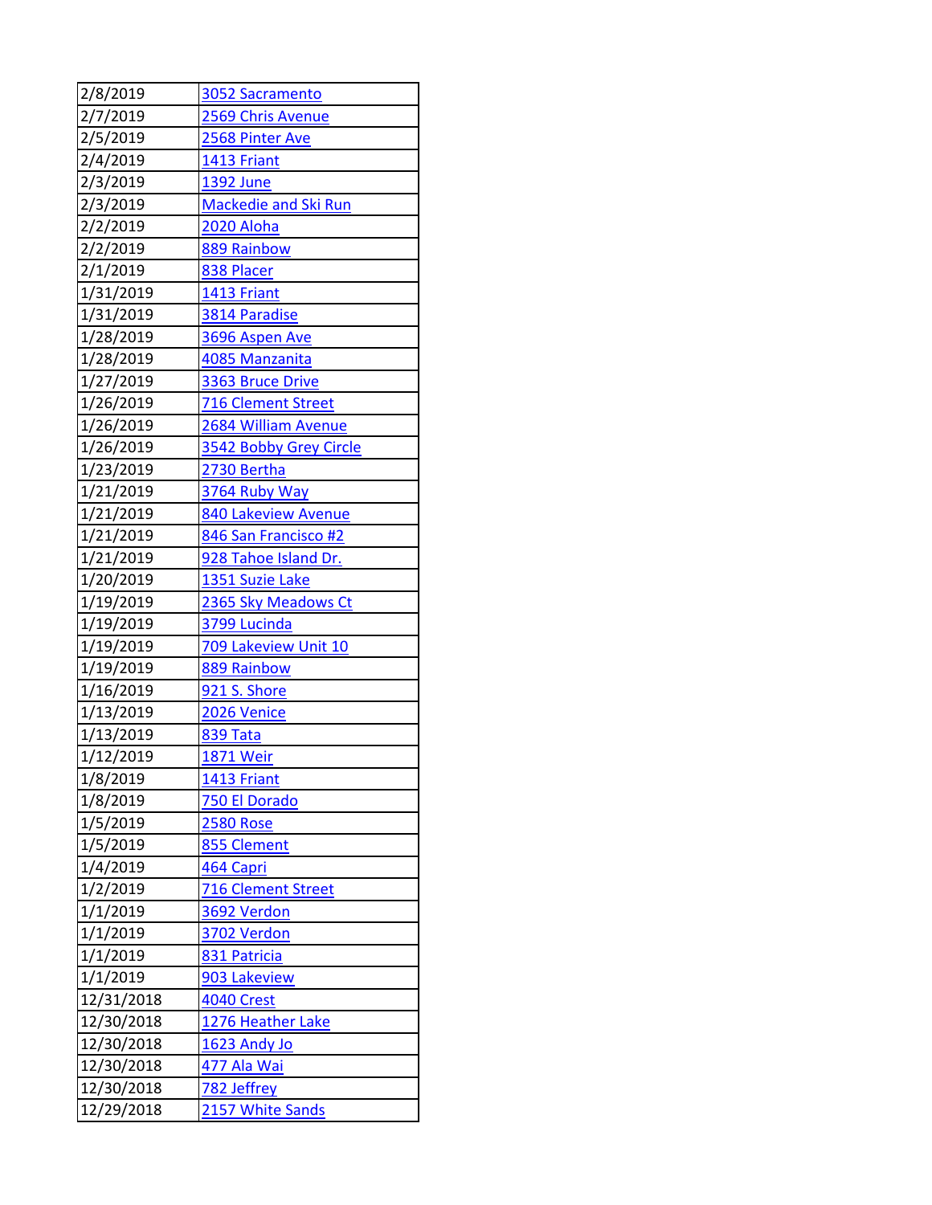| | |
|---|---|
| 2/8/2019 | 3052 Sacramento |
| 2/7/2019 | 2569 Chris Avenue |
| 2/5/2019 | 2568 Pinter Ave |
| 2/4/2019 | 1413 Friant |
| 2/3/2019 | 1392 June |
| 2/3/2019 | Mackedie and Ski Run |
| 2/2/2019 | 2020 Aloha |
| 2/2/2019 | 889 Rainbow |
| 2/1/2019 | 838 Placer |
| 1/31/2019 | 1413 Friant |
| 1/31/2019 | 3814 Paradise |
| 1/28/2019 | 3696 Aspen Ave |
| 1/28/2019 | 4085 Manzanita |
| 1/27/2019 | 3363 Bruce Drive |
| 1/26/2019 | 716 Clement Street |
| 1/26/2019 | 2684 William Avenue |
| 1/26/2019 | 3542 Bobby Grey Circle |
| 1/23/2019 | 2730 Bertha |
| 1/21/2019 | 3764 Ruby Way |
| 1/21/2019 | 840 Lakeview Avenue |
| 1/21/2019 | 846 San Francisco #2 |
| 1/21/2019 | 928 Tahoe Island Dr. |
| 1/20/2019 | 1351 Suzie Lake |
| 1/19/2019 | 2365 Sky Meadows Ct |
| 1/19/2019 | 3799 Lucinda |
| 1/19/2019 | 709 Lakeview Unit 10 |
| 1/19/2019 | 889 Rainbow |
| 1/16/2019 | 921 S. Shore |
| 1/13/2019 | 2026 Venice |
| 1/13/2019 | 839 Tata |
| 1/12/2019 | 1871 Weir |
| 1/8/2019 | 1413 Friant |
| 1/8/2019 | 750 El Dorado |
| 1/5/2019 | 2580 Rose |
| 1/5/2019 | 855 Clement |
| 1/4/2019 | 464 Capri |
| 1/2/2019 | 716 Clement Street |
| 1/1/2019 | 3692 Verdon |
| 1/1/2019 | 3702 Verdon |
| 1/1/2019 | 831 Patricia |
| 1/1/2019 | 903 Lakeview |
| 12/31/2018 | 4040 Crest |
| 12/30/2018 | 1276 Heather Lake |
| 12/30/2018 | 1623 Andy Jo |
| 12/30/2018 | 477 Ala Wai |
| 12/30/2018 | 782 Jeffrey |
| 12/29/2018 | 2157 White Sands |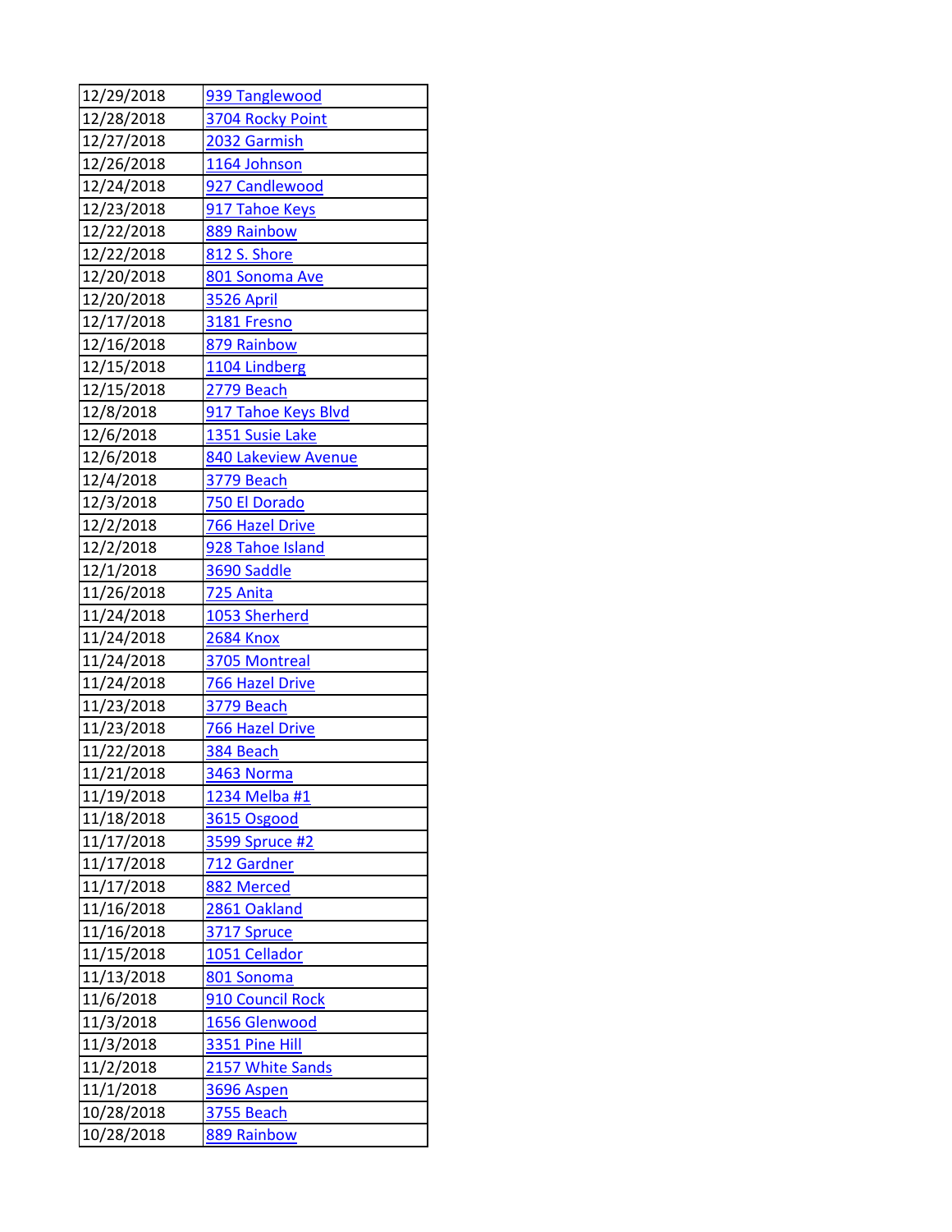| | |
|---|---|
| 12/29/2018 | 939 Tanglewood |
| 12/28/2018 | 3704 Rocky Point |
| 12/27/2018 | 2032 Garmish |
| 12/26/2018 | 1164 Johnson |
| 12/24/2018 | 927 Candlewood |
| 12/23/2018 | 917 Tahoe Keys |
| 12/22/2018 | 889 Rainbow |
| 12/22/2018 | 812 S. Shore |
| 12/20/2018 | 801 Sonoma Ave |
| 12/20/2018 | 3526 April |
| 12/17/2018 | 3181 Fresno |
| 12/16/2018 | 879 Rainbow |
| 12/15/2018 | 1104 Lindberg |
| 12/15/2018 | 2779 Beach |
| 12/8/2018 | 917 Tahoe Keys Blvd |
| 12/6/2018 | 1351 Susie Lake |
| 12/6/2018 | 840 Lakeview Avenue |
| 12/4/2018 | 3779 Beach |
| 12/3/2018 | 750 El Dorado |
| 12/2/2018 | 766 Hazel Drive |
| 12/2/2018 | 928 Tahoe Island |
| 12/1/2018 | 3690 Saddle |
| 11/26/2018 | 725 Anita |
| 11/24/2018 | 1053 Sherherd |
| 11/24/2018 | 2684 Knox |
| 11/24/2018 | 3705 Montreal |
| 11/24/2018 | 766 Hazel Drive |
| 11/23/2018 | 3779 Beach |
| 11/23/2018 | 766 Hazel Drive |
| 11/22/2018 | 384 Beach |
| 11/21/2018 | 3463 Norma |
| 11/19/2018 | 1234 Melba #1 |
| 11/18/2018 | 3615 Osgood |
| 11/17/2018 | 3599 Spruce #2 |
| 11/17/2018 | 712 Gardner |
| 11/17/2018 | 882 Merced |
| 11/16/2018 | 2861 Oakland |
| 11/16/2018 | 3717 Spruce |
| 11/15/2018 | 1051 Cellador |
| 11/13/2018 | 801 Sonoma |
| 11/6/2018 | 910 Council Rock |
| 11/3/2018 | 1656 Glenwood |
| 11/3/2018 | 3351 Pine Hill |
| 11/2/2018 | 2157 White Sands |
| 11/1/2018 | 3696 Aspen |
| 10/28/2018 | 3755 Beach |
| 10/28/2018 | 889 Rainbow |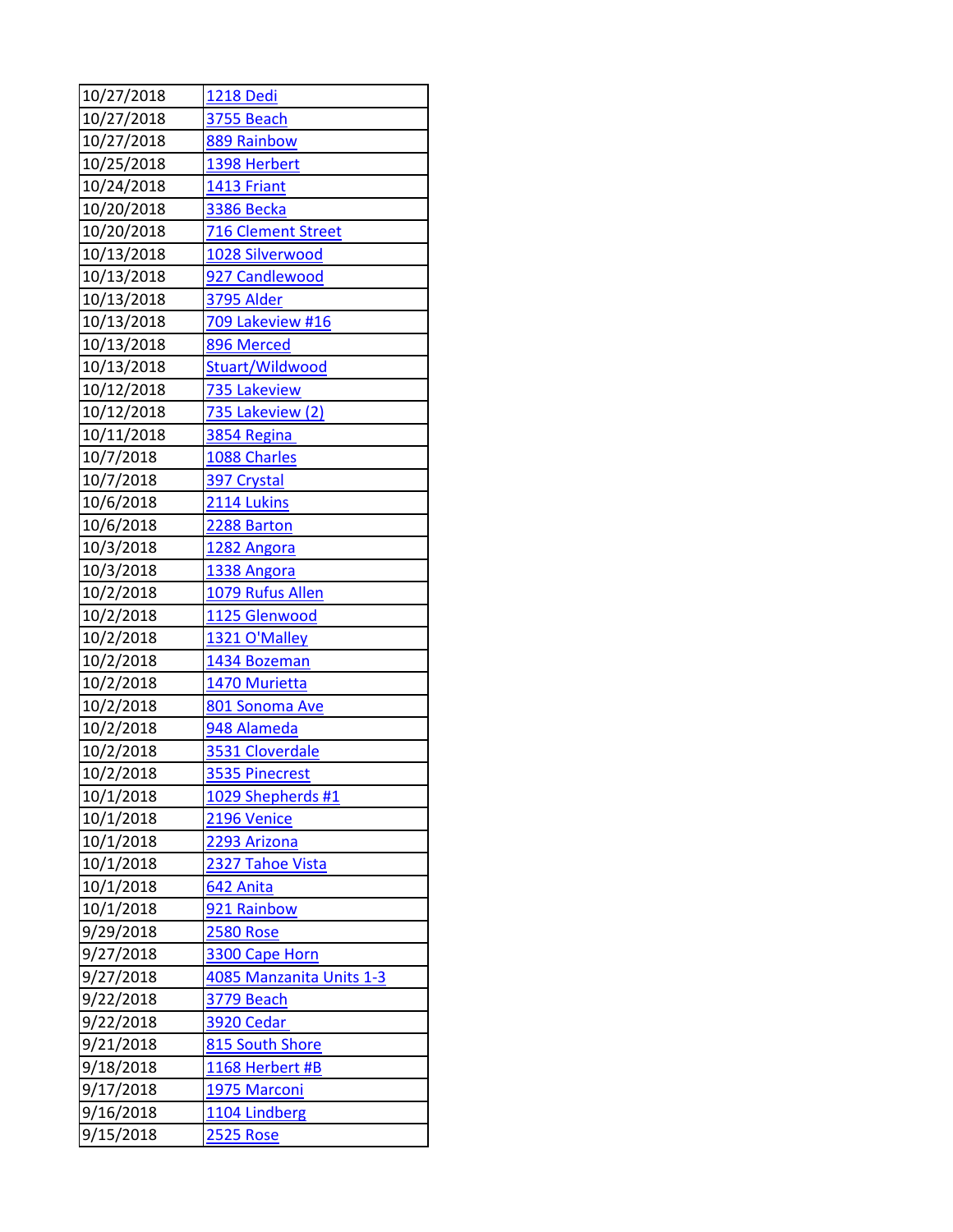| | |
|---|---|
| 10/27/2018 | 1218 Dedi |
| 10/27/2018 | 3755 Beach |
| 10/27/2018 | 889 Rainbow |
| 10/25/2018 | 1398 Herbert |
| 10/24/2018 | 1413 Friant |
| 10/20/2018 | 3386 Becka |
| 10/20/2018 | 716 Clement Street |
| 10/13/2018 | 1028 Silverwood |
| 10/13/2018 | 927 Candlewood |
| 10/13/2018 | 3795 Alder |
| 10/13/2018 | 709 Lakeview #16 |
| 10/13/2018 | 896 Merced |
| 10/13/2018 | Stuart/Wildwood |
| 10/12/2018 | 735 Lakeview |
| 10/12/2018 | 735 Lakeview (2) |
| 10/11/2018 | 3854 Regina |
| 10/7/2018 | 1088 Charles |
| 10/7/2018 | 397 Crystal |
| 10/6/2018 | 2114 Lukins |
| 10/6/2018 | 2288 Barton |
| 10/3/2018 | 1282 Angora |
| 10/3/2018 | 1338 Angora |
| 10/2/2018 | 1079 Rufus Allen |
| 10/2/2018 | 1125 Glenwood |
| 10/2/2018 | 1321 O'Malley |
| 10/2/2018 | 1434 Bozeman |
| 10/2/2018 | 1470 Murietta |
| 10/2/2018 | 801 Sonoma Ave |
| 10/2/2018 | 948 Alameda |
| 10/2/2018 | 3531 Cloverdale |
| 10/2/2018 | 3535 Pinecrest |
| 10/1/2018 | 1029 Shepherds #1 |
| 10/1/2018 | 2196 Venice |
| 10/1/2018 | 2293 Arizona |
| 10/1/2018 | 2327 Tahoe Vista |
| 10/1/2018 | 642 Anita |
| 10/1/2018 | 921 Rainbow |
| 9/29/2018 | 2580 Rose |
| 9/27/2018 | 3300 Cape Horn |
| 9/27/2018 | 4085 Manzanita Units 1-3 |
| 9/22/2018 | 3779 Beach |
| 9/22/2018 | 3920 Cedar |
| 9/21/2018 | 815 South Shore |
| 9/18/2018 | 1168 Herbert #B |
| 9/17/2018 | 1975 Marconi |
| 9/16/2018 | 1104 Lindberg |
| 9/15/2018 | 2525 Rose |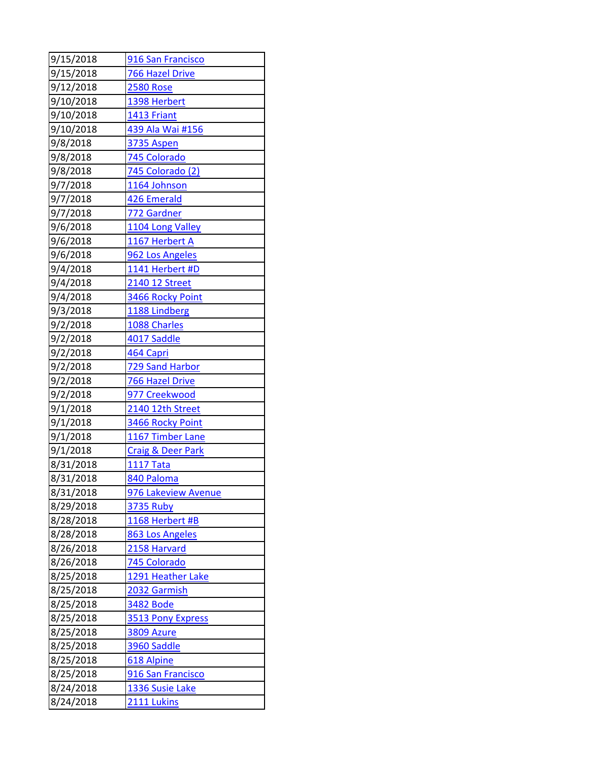| 9/15/2018 | 916 San Francisco |
|---|---|
| 9/15/2018 | 766 Hazel Drive |
| 9/12/2018 | 2580 Rose |
| 9/10/2018 | 1398 Herbert |
| 9/10/2018 | 1413 Friant |
| 9/10/2018 | 439 Ala Wai #156 |
| 9/8/2018 | 3735 Aspen |
| 9/8/2018 | 745 Colorado |
| 9/8/2018 | 745 Colorado (2) |
| 9/7/2018 | 1164 Johnson |
| 9/7/2018 | 426 Emerald |
| 9/7/2018 | 772 Gardner |
| 9/6/2018 | 1104 Long Valley |
| 9/6/2018 | 1167 Herbert A |
| 9/6/2018 | 962 Los Angeles |
| 9/4/2018 | 1141 Herbert #D |
| 9/4/2018 | 2140 12 Street |
| 9/4/2018 | 3466 Rocky Point |
| 9/3/2018 | 1188 Lindberg |
| 9/2/2018 | 1088 Charles |
| 9/2/2018 | 4017 Saddle |
| 9/2/2018 | 464 Capri |
| 9/2/2018 | 729 Sand Harbor |
| 9/2/2018 | 766 Hazel Drive |
| 9/2/2018 | 977 Creekwood |
| 9/1/2018 | 2140 12th Street |
| 9/1/2018 | 3466 Rocky Point |
| 9/1/2018 | 1167 Timber Lane |
| 9/1/2018 | Craig & Deer Park |
| 8/31/2018 | 1117 Tata |
| 8/31/2018 | 840 Paloma |
| 8/31/2018 | 976 Lakeview Avenue |
| 8/29/2018 | 3735 Ruby |
| 8/28/2018 | 1168 Herbert #B |
| 8/28/2018 | 863 Los Angeles |
| 8/26/2018 | 2158 Harvard |
| 8/26/2018 | 745 Colorado |
| 8/25/2018 | 1291 Heather Lake |
| 8/25/2018 | 2032 Garmish |
| 8/25/2018 | 3482 Bode |
| 8/25/2018 | 3513 Pony Express |
| 8/25/2018 | 3809 Azure |
| 8/25/2018 | 3960 Saddle |
| 8/25/2018 | 618 Alpine |
| 8/25/2018 | 916 San Francisco |
| 8/24/2018 | 1336 Susie Lake |
| 8/24/2018 | 2111 Lukins |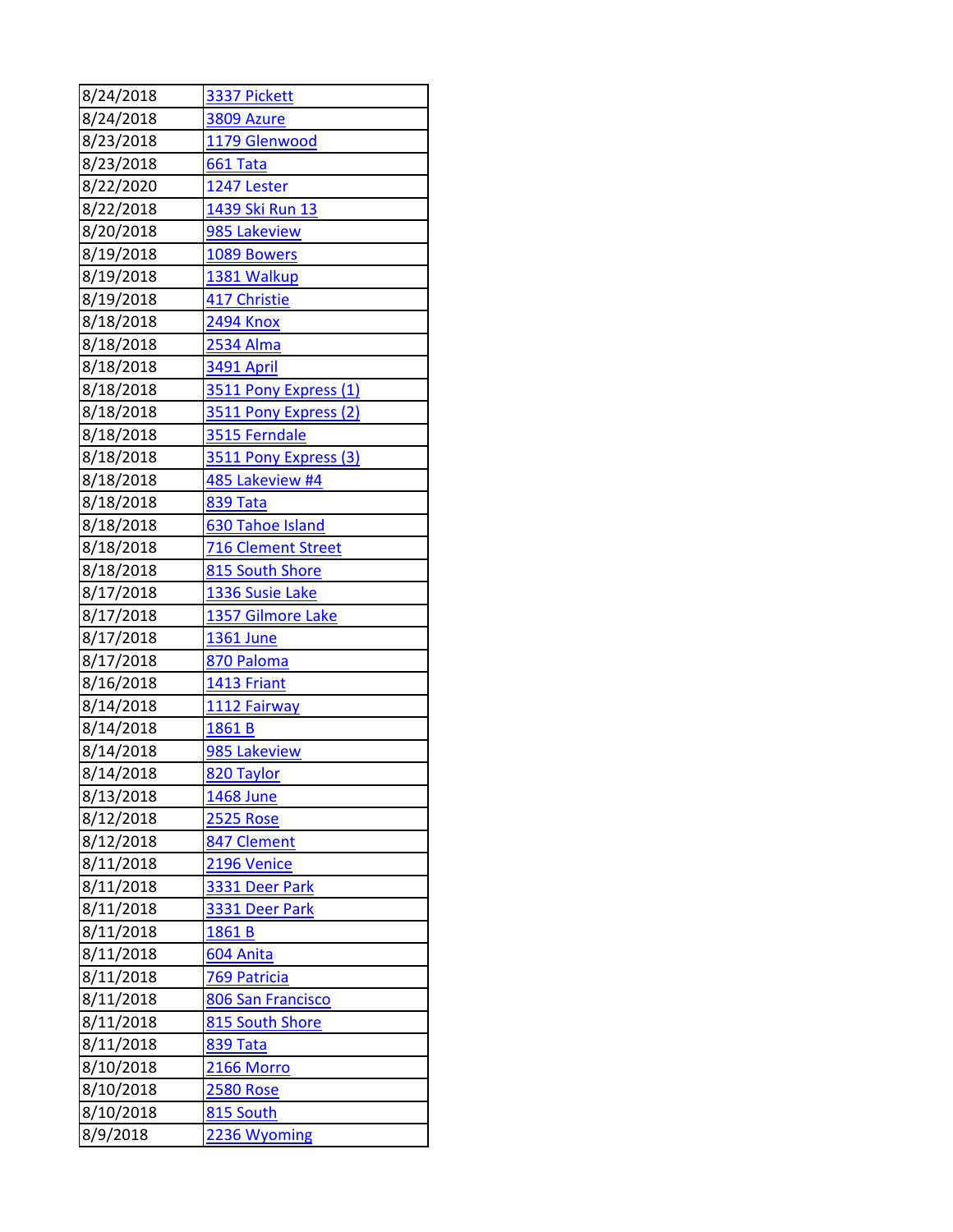| 8/24/2018 | 3337 Pickett |
|---|---|
| 8/24/2018 | 3809 Azure |
| 8/23/2018 | 1179 Glenwood |
| 8/23/2018 | 661 Tata |
| 8/22/2020 | 1247 Lester |
| 8/22/2018 | 1439 Ski Run 13 |
| 8/20/2018 | 985 Lakeview |
| 8/19/2018 | 1089 Bowers |
| 8/19/2018 | 1381 Walkup |
| 8/19/2018 | 417 Christie |
| 8/18/2018 | 2494 Knox |
| 8/18/2018 | 2534 Alma |
| 8/18/2018 | 3491 April |
| 8/18/2018 | 3511 Pony Express (1) |
| 8/18/2018 | 3511 Pony Express (2) |
| 8/18/2018 | 3515 Ferndale |
| 8/18/2018 | 3511 Pony Express (3) |
| 8/18/2018 | 485 Lakeview #4 |
| 8/18/2018 | 839 Tata |
| 8/18/2018 | 630 Tahoe Island |
| 8/18/2018 | 716 Clement Street |
| 8/18/2018 | 815 South Shore |
| 8/17/2018 | 1336 Susie Lake |
| 8/17/2018 | 1357 Gilmore Lake |
| 8/17/2018 | 1361 June |
| 8/17/2018 | 870 Paloma |
| 8/16/2018 | 1413 Friant |
| 8/14/2018 | 1112 Fairway |
| 8/14/2018 | 1861 B |
| 8/14/2018 | 985 Lakeview |
| 8/14/2018 | 820 Taylor |
| 8/13/2018 | 1468 June |
| 8/12/2018 | 2525 Rose |
| 8/12/2018 | 847 Clement |
| 8/11/2018 | 2196 Venice |
| 8/11/2018 | 3331 Deer Park |
| 8/11/2018 | 3331 Deer Park |
| 8/11/2018 | 1861 B |
| 8/11/2018 | 604 Anita |
| 8/11/2018 | 769 Patricia |
| 8/11/2018 | 806 San Francisco |
| 8/11/2018 | 815 South Shore |
| 8/11/2018 | 839 Tata |
| 8/10/2018 | 2166 Morro |
| 8/10/2018 | 2580 Rose |
| 8/10/2018 | 815 South |
| 8/9/2018 | 2236 Wyoming |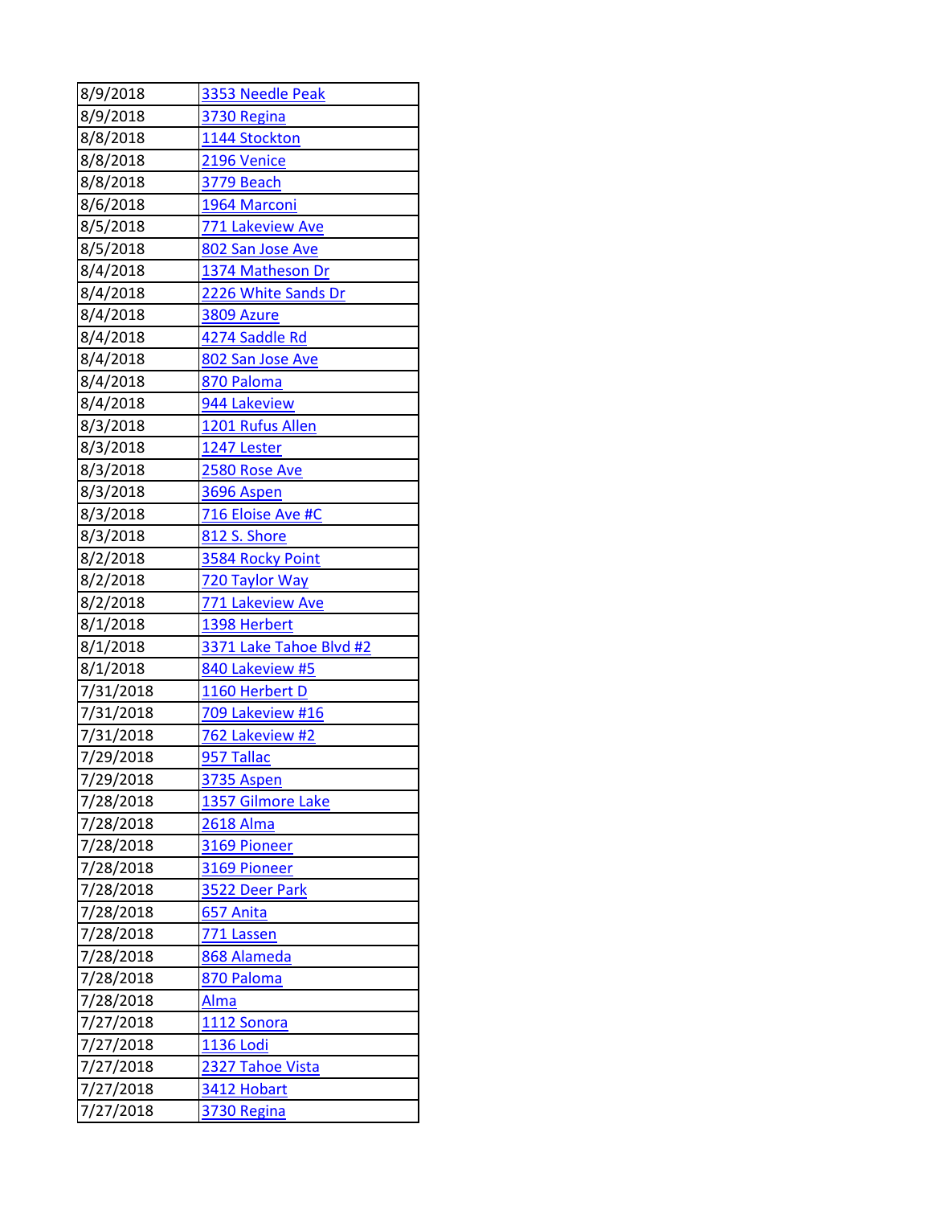| | |
|---|---|
| 8/9/2018 | 3353 Needle Peak |
| 8/9/2018 | 3730 Regina |
| 8/8/2018 | 1144 Stockton |
| 8/8/2018 | 2196 Venice |
| 8/8/2018 | 3779 Beach |
| 8/6/2018 | 1964 Marconi |
| 8/5/2018 | 771 Lakeview Ave |
| 8/5/2018 | 802 San Jose Ave |
| 8/4/2018 | 1374 Matheson Dr |
| 8/4/2018 | 2226 White Sands Dr |
| 8/4/2018 | 3809 Azure |
| 8/4/2018 | 4274 Saddle Rd |
| 8/4/2018 | 802 San Jose Ave |
| 8/4/2018 | 870 Paloma |
| 8/4/2018 | 944 Lakeview |
| 8/3/2018 | 1201 Rufus Allen |
| 8/3/2018 | 1247 Lester |
| 8/3/2018 | 2580 Rose Ave |
| 8/3/2018 | 3696 Aspen |
| 8/3/2018 | 716 Eloise Ave #C |
| 8/3/2018 | 812 S. Shore |
| 8/2/2018 | 3584 Rocky Point |
| 8/2/2018 | 720 Taylor Way |
| 8/2/2018 | 771 Lakeview Ave |
| 8/1/2018 | 1398 Herbert |
| 8/1/2018 | 3371 Lake Tahoe Blvd #2 |
| 8/1/2018 | 840 Lakeview #5 |
| 7/31/2018 | 1160 Herbert D |
| 7/31/2018 | 709 Lakeview #16 |
| 7/31/2018 | 762 Lakeview #2 |
| 7/29/2018 | 957 Tallac |
| 7/29/2018 | 3735 Aspen |
| 7/28/2018 | 1357 Gilmore Lake |
| 7/28/2018 | 2618 Alma |
| 7/28/2018 | 3169 Pioneer |
| 7/28/2018 | 3169 Pioneer |
| 7/28/2018 | 3522 Deer Park |
| 7/28/2018 | 657 Anita |
| 7/28/2018 | 771 Lassen |
| 7/28/2018 | 868 Alameda |
| 7/28/2018 | 870 Paloma |
| 7/28/2018 | Alma |
| 7/27/2018 | 1112 Sonora |
| 7/27/2018 | 1136 Lodi |
| 7/27/2018 | 2327 Tahoe Vista |
| 7/27/2018 | 3412 Hobart |
| 7/27/2018 | 3730 Regina |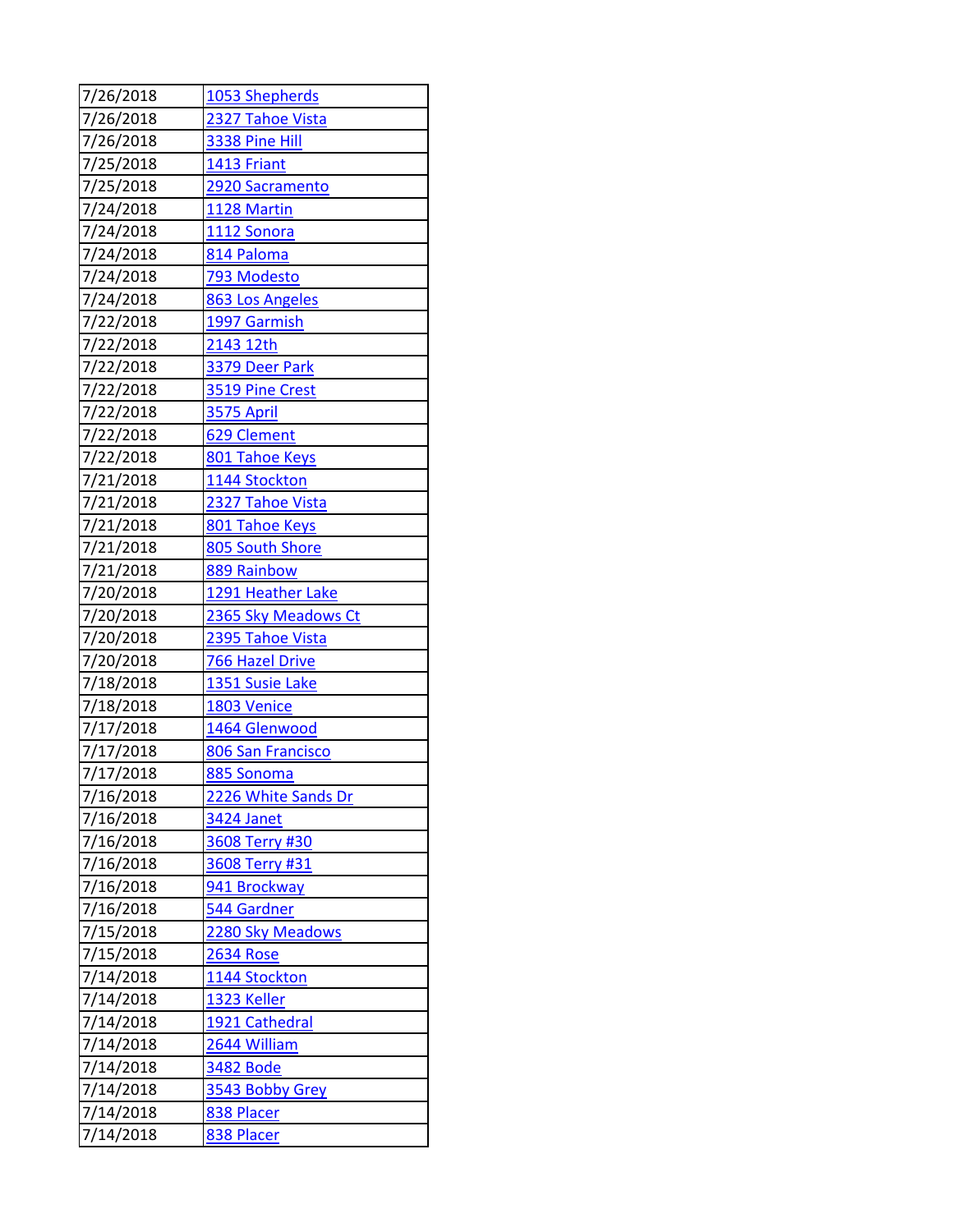| | |
|---|---|
| 7/26/2018 | 1053 Shepherds |
| 7/26/2018 | 2327 Tahoe Vista |
| 7/26/2018 | 3338 Pine Hill |
| 7/25/2018 | 1413 Friant |
| 7/25/2018 | 2920 Sacramento |
| 7/24/2018 | 1128 Martin |
| 7/24/2018 | 1112 Sonora |
| 7/24/2018 | 814 Paloma |
| 7/24/2018 | 793 Modesto |
| 7/24/2018 | 863 Los Angeles |
| 7/22/2018 | 1997 Garmish |
| 7/22/2018 | 2143 12th |
| 7/22/2018 | 3379 Deer Park |
| 7/22/2018 | 3519 Pine Crest |
| 7/22/2018 | 3575 April |
| 7/22/2018 | 629 Clement |
| 7/22/2018 | 801 Tahoe Keys |
| 7/21/2018 | 1144 Stockton |
| 7/21/2018 | 2327 Tahoe Vista |
| 7/21/2018 | 801 Tahoe Keys |
| 7/21/2018 | 805 South Shore |
| 7/21/2018 | 889 Rainbow |
| 7/20/2018 | 1291 Heather Lake |
| 7/20/2018 | 2365 Sky Meadows Ct |
| 7/20/2018 | 2395 Tahoe Vista |
| 7/20/2018 | 766 Hazel Drive |
| 7/18/2018 | 1351 Susie Lake |
| 7/18/2018 | 1803 Venice |
| 7/17/2018 | 1464 Glenwood |
| 7/17/2018 | 806 San Francisco |
| 7/17/2018 | 885 Sonoma |
| 7/16/2018 | 2226 White Sands Dr |
| 7/16/2018 | 3424 Janet |
| 7/16/2018 | 3608 Terry #30 |
| 7/16/2018 | 3608 Terry #31 |
| 7/16/2018 | 941 Brockway |
| 7/16/2018 | 544 Gardner |
| 7/15/2018 | 2280 Sky Meadows |
| 7/15/2018 | 2634 Rose |
| 7/14/2018 | 1144 Stockton |
| 7/14/2018 | 1323 Keller |
| 7/14/2018 | 1921 Cathedral |
| 7/14/2018 | 2644 William |
| 7/14/2018 | 3482 Bode |
| 7/14/2018 | 3543 Bobby Grey |
| 7/14/2018 | 838 Placer |
| 7/14/2018 | 838 Placer |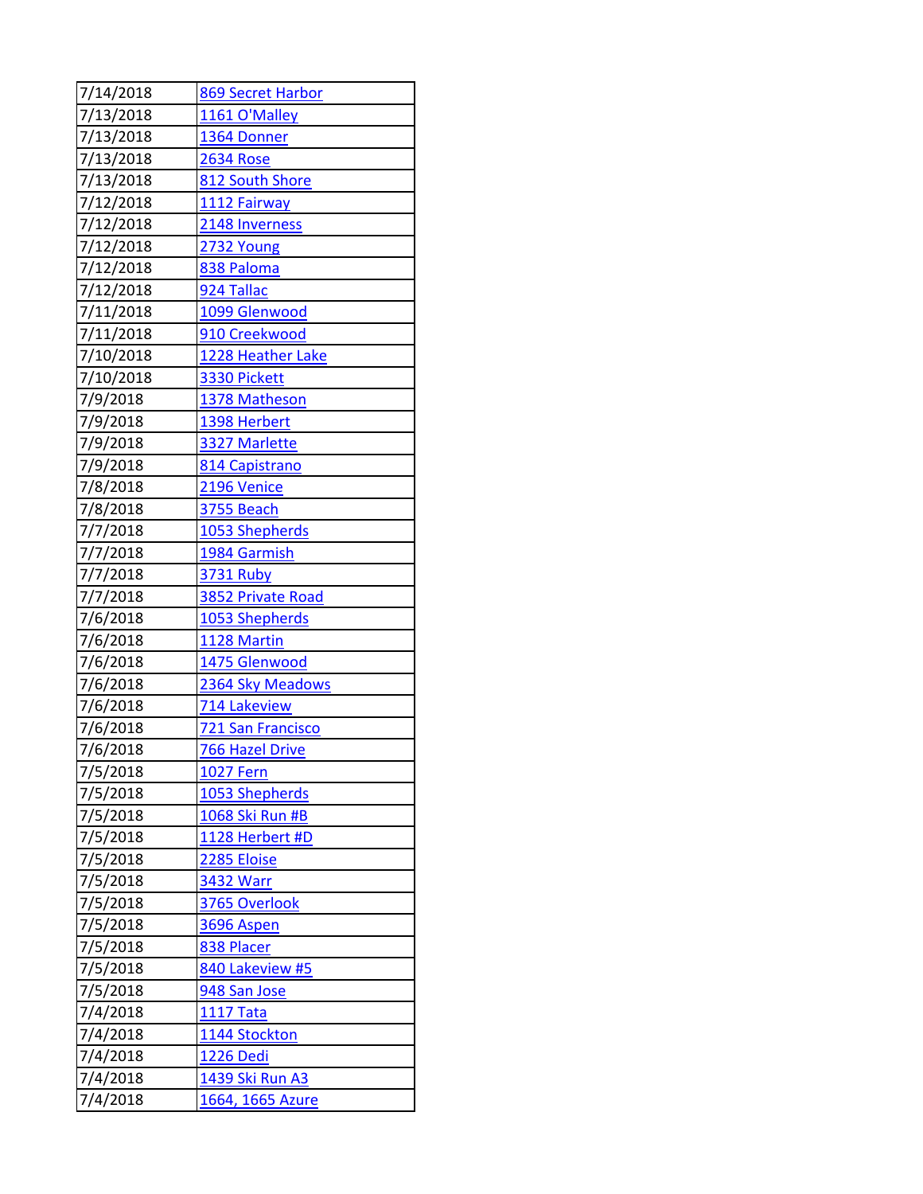| | |
|---|---|
| 7/14/2018 | 869 Secret Harbor |
| 7/13/2018 | 1161 O'Malley |
| 7/13/2018 | 1364 Donner |
| 7/13/2018 | 2634 Rose |
| 7/13/2018 | 812 South Shore |
| 7/12/2018 | 1112 Fairway |
| 7/12/2018 | 2148 Inverness |
| 7/12/2018 | 2732 Young |
| 7/12/2018 | 838 Paloma |
| 7/12/2018 | 924 Tallac |
| 7/11/2018 | 1099 Glenwood |
| 7/11/2018 | 910 Creekwood |
| 7/10/2018 | 1228 Heather Lake |
| 7/10/2018 | 3330 Pickett |
| 7/9/2018 | 1378 Matheson |
| 7/9/2018 | 1398 Herbert |
| 7/9/2018 | 3327 Marlette |
| 7/9/2018 | 814 Capistrano |
| 7/8/2018 | 2196 Venice |
| 7/8/2018 | 3755 Beach |
| 7/7/2018 | 1053 Shepherds |
| 7/7/2018 | 1984 Garmish |
| 7/7/2018 | 3731 Ruby |
| 7/7/2018 | 3852 Private Road |
| 7/6/2018 | 1053 Shepherds |
| 7/6/2018 | 1128 Martin |
| 7/6/2018 | 1475 Glenwood |
| 7/6/2018 | 2364 Sky Meadows |
| 7/6/2018 | 714 Lakeview |
| 7/6/2018 | 721 San Francisco |
| 7/6/2018 | 766 Hazel Drive |
| 7/5/2018 | 1027 Fern |
| 7/5/2018 | 1053 Shepherds |
| 7/5/2018 | 1068 Ski Run #B |
| 7/5/2018 | 1128 Herbert #D |
| 7/5/2018 | 2285 Eloise |
| 7/5/2018 | 3432 Warr |
| 7/5/2018 | 3765 Overlook |
| 7/5/2018 | 3696 Aspen |
| 7/5/2018 | 838 Placer |
| 7/5/2018 | 840 Lakeview #5 |
| 7/5/2018 | 948 San Jose |
| 7/4/2018 | 1117 Tata |
| 7/4/2018 | 1144 Stockton |
| 7/4/2018 | 1226 Dedi |
| 7/4/2018 | 1439 Ski Run A3 |
| 7/4/2018 | 1664, 1665 Azure |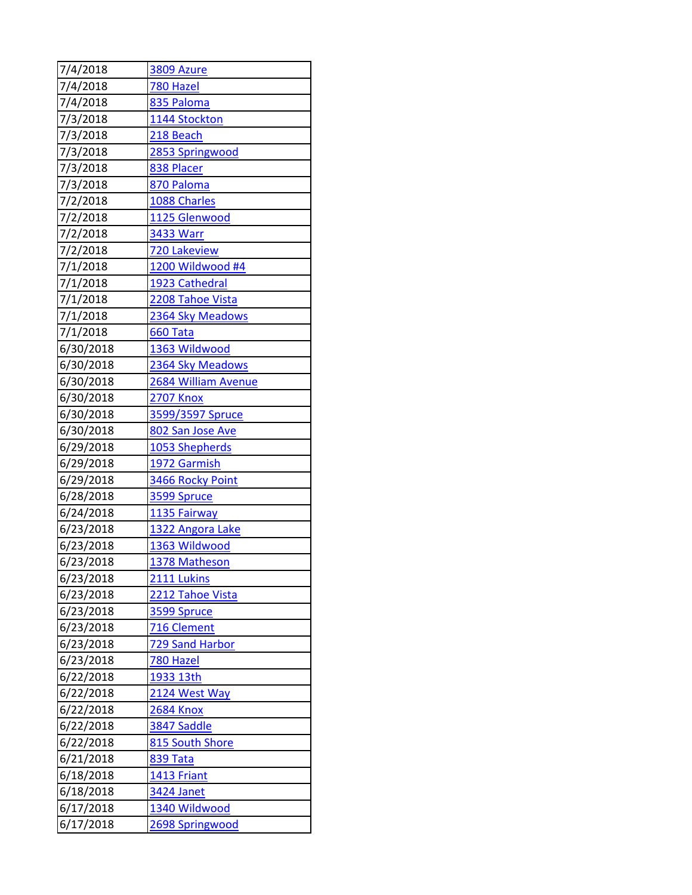| | |
|---|---|
| 7/4/2018 | 3809 Azure |
| 7/4/2018 | 780 Hazel |
| 7/4/2018 | 835 Paloma |
| 7/3/2018 | 1144 Stockton |
| 7/3/2018 | 218 Beach |
| 7/3/2018 | 2853 Springwood |
| 7/3/2018 | 838 Placer |
| 7/3/2018 | 870 Paloma |
| 7/2/2018 | 1088 Charles |
| 7/2/2018 | 1125 Glenwood |
| 7/2/2018 | 3433 Warr |
| 7/2/2018 | 720 Lakeview |
| 7/1/2018 | 1200 Wildwood #4 |
| 7/1/2018 | 1923 Cathedral |
| 7/1/2018 | 2208 Tahoe Vista |
| 7/1/2018 | 2364 Sky Meadows |
| 7/1/2018 | 660 Tata |
| 6/30/2018 | 1363 Wildwood |
| 6/30/2018 | 2364 Sky Meadows |
| 6/30/2018 | 2684 William Avenue |
| 6/30/2018 | 2707 Knox |
| 6/30/2018 | 3599/3597 Spruce |
| 6/30/2018 | 802 San Jose Ave |
| 6/29/2018 | 1053 Shepherds |
| 6/29/2018 | 1972 Garmish |
| 6/29/2018 | 3466 Rocky Point |
| 6/28/2018 | 3599 Spruce |
| 6/24/2018 | 1135 Fairway |
| 6/23/2018 | 1322 Angora Lake |
| 6/23/2018 | 1363 Wildwood |
| 6/23/2018 | 1378 Matheson |
| 6/23/2018 | 2111 Lukins |
| 6/23/2018 | 2212 Tahoe Vista |
| 6/23/2018 | 3599 Spruce |
| 6/23/2018 | 716 Clement |
| 6/23/2018 | 729 Sand Harbor |
| 6/23/2018 | 780 Hazel |
| 6/22/2018 | 1933 13th |
| 6/22/2018 | 2124 West Way |
| 6/22/2018 | 2684 Knox |
| 6/22/2018 | 3847 Saddle |
| 6/22/2018 | 815 South Shore |
| 6/21/2018 | 839 Tata |
| 6/18/2018 | 1413 Friant |
| 6/18/2018 | 3424 Janet |
| 6/17/2018 | 1340 Wildwood |
| 6/17/2018 | 2698 Springwood |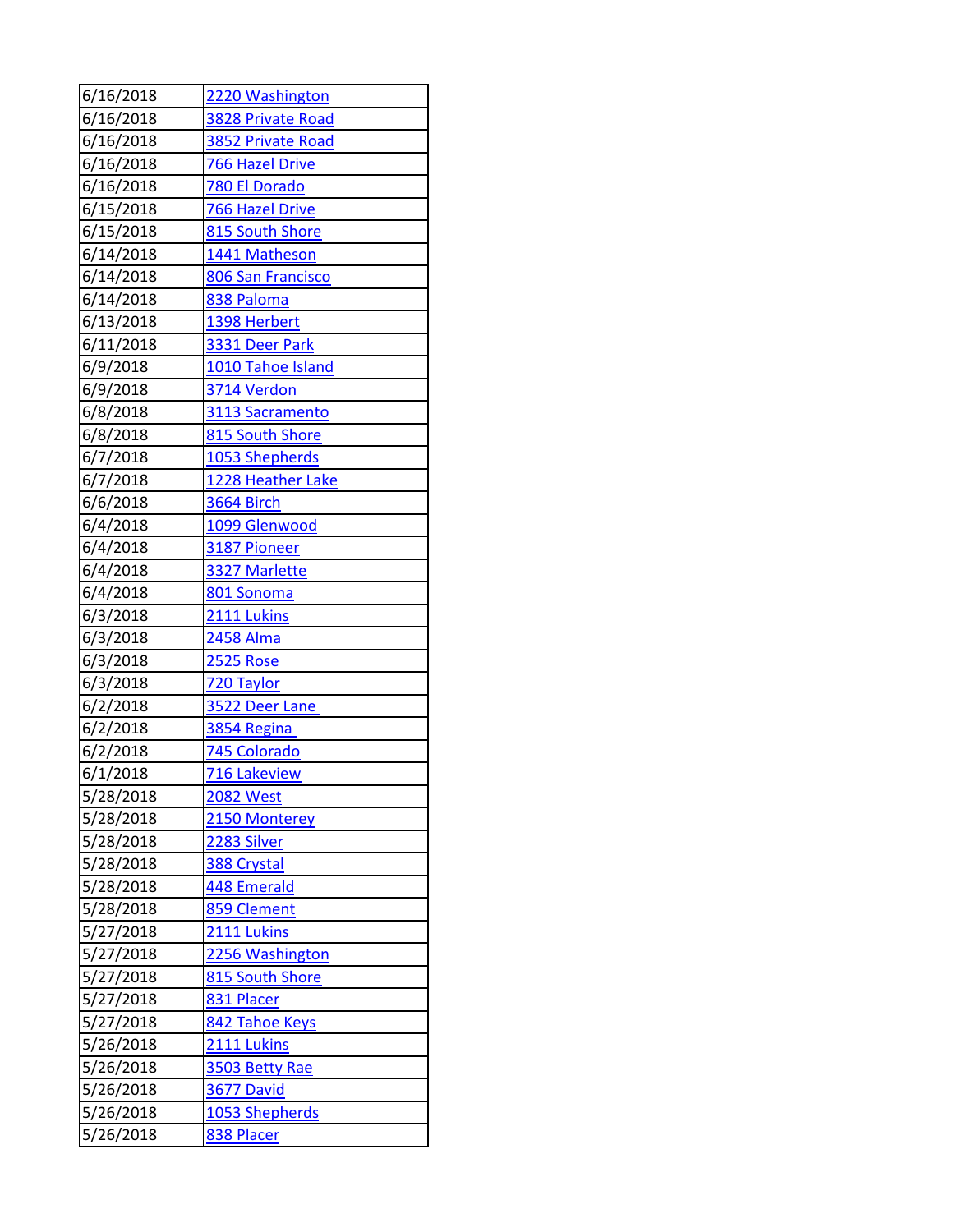| | |
|---|---|
| 6/16/2018 | 2220 Washington |
| 6/16/2018 | 3828 Private Road |
| 6/16/2018 | 3852 Private Road |
| 6/16/2018 | 766 Hazel Drive |
| 6/16/2018 | 780 El Dorado |
| 6/15/2018 | 766 Hazel Drive |
| 6/15/2018 | 815 South Shore |
| 6/14/2018 | 1441 Matheson |
| 6/14/2018 | 806 San Francisco |
| 6/14/2018 | 838 Paloma |
| 6/13/2018 | 1398 Herbert |
| 6/11/2018 | 3331 Deer Park |
| 6/9/2018 | 1010 Tahoe Island |
| 6/9/2018 | 3714 Verdon |
| 6/8/2018 | 3113 Sacramento |
| 6/8/2018 | 815 South Shore |
| 6/7/2018 | 1053 Shepherds |
| 6/7/2018 | 1228 Heather Lake |
| 6/6/2018 | 3664 Birch |
| 6/4/2018 | 1099 Glenwood |
| 6/4/2018 | 3187 Pioneer |
| 6/4/2018 | 3327 Marlette |
| 6/4/2018 | 801 Sonoma |
| 6/3/2018 | 2111 Lukins |
| 6/3/2018 | 2458 Alma |
| 6/3/2018 | 2525 Rose |
| 6/3/2018 | 720 Taylor |
| 6/2/2018 | 3522 Deer Lane |
| 6/2/2018 | 3854 Regina |
| 6/2/2018 | 745 Colorado |
| 6/1/2018 | 716 Lakeview |
| 5/28/2018 | 2082 West |
| 5/28/2018 | 2150 Monterey |
| 5/28/2018 | 2283 Silver |
| 5/28/2018 | 388 Crystal |
| 5/28/2018 | 448 Emerald |
| 5/28/2018 | 859 Clement |
| 5/27/2018 | 2111 Lukins |
| 5/27/2018 | 2256 Washington |
| 5/27/2018 | 815 South Shore |
| 5/27/2018 | 831 Placer |
| 5/27/2018 | 842 Tahoe Keys |
| 5/26/2018 | 2111 Lukins |
| 5/26/2018 | 3503 Betty Rae |
| 5/26/2018 | 3677 David |
| 5/26/2018 | 1053 Shepherds |
| 5/26/2018 | 838 Placer |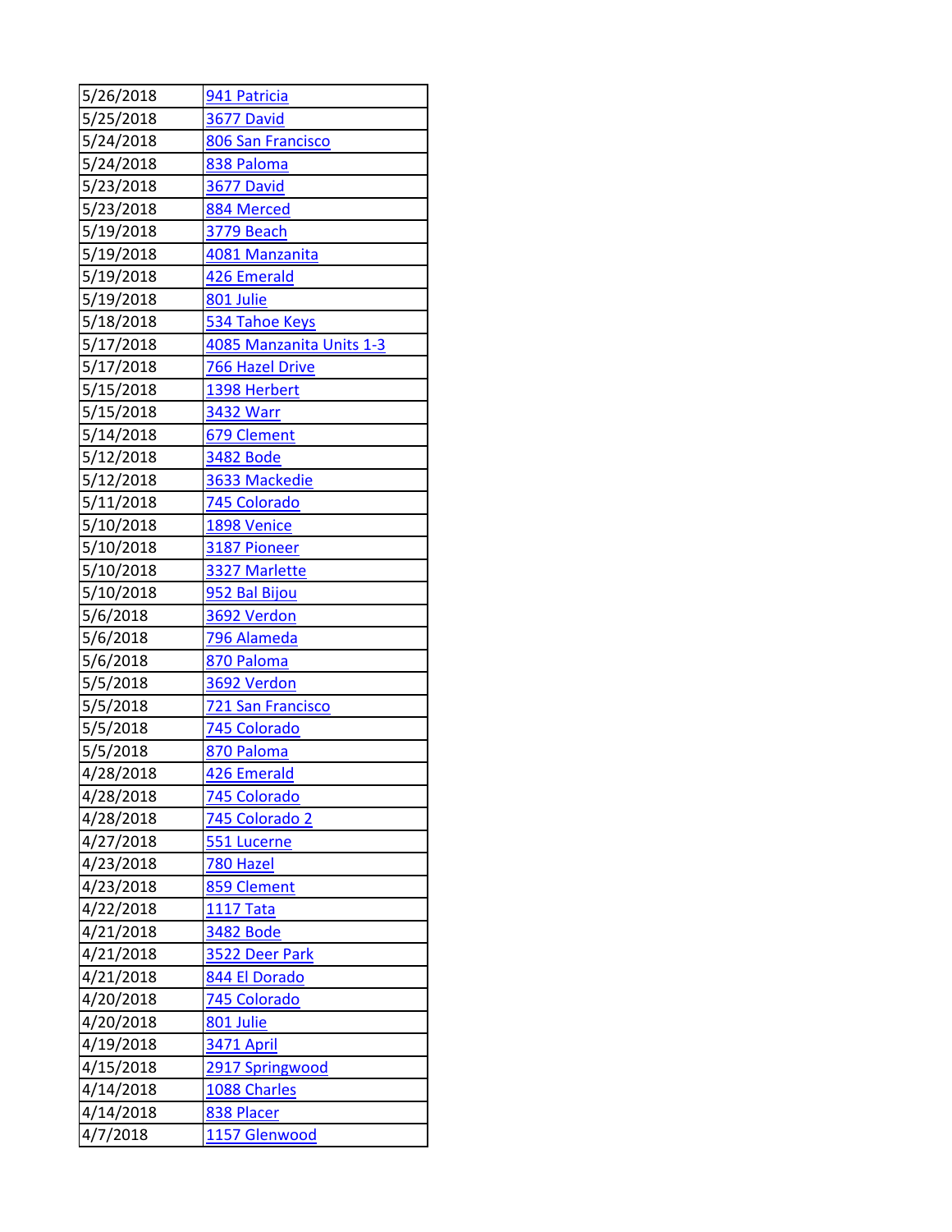| | |
|---|---|
| 5/26/2018 | 941 Patricia |
| 5/25/2018 | 3677 David |
| 5/24/2018 | 806 San Francisco |
| 5/24/2018 | 838 Paloma |
| 5/23/2018 | 3677 David |
| 5/23/2018 | 884 Merced |
| 5/19/2018 | 3779 Beach |
| 5/19/2018 | 4081 Manzanita |
| 5/19/2018 | 426 Emerald |
| 5/19/2018 | 801 Julie |
| 5/18/2018 | 534 Tahoe Keys |
| 5/17/2018 | 4085 Manzanita Units 1-3 |
| 5/17/2018 | 766 Hazel Drive |
| 5/15/2018 | 1398 Herbert |
| 5/15/2018 | 3432 Warr |
| 5/14/2018 | 679 Clement |
| 5/12/2018 | 3482 Bode |
| 5/12/2018 | 3633 Mackedie |
| 5/11/2018 | 745 Colorado |
| 5/10/2018 | 1898 Venice |
| 5/10/2018 | 3187 Pioneer |
| 5/10/2018 | 3327 Marlette |
| 5/10/2018 | 952 Bal Bijou |
| 5/6/2018 | 3692 Verdon |
| 5/6/2018 | 796 Alameda |
| 5/6/2018 | 870 Paloma |
| 5/5/2018 | 3692 Verdon |
| 5/5/2018 | 721 San Francisco |
| 5/5/2018 | 745 Colorado |
| 5/5/2018 | 870 Paloma |
| 4/28/2018 | 426 Emerald |
| 4/28/2018 | 745 Colorado |
| 4/28/2018 | 745 Colorado 2 |
| 4/27/2018 | 551 Lucerne |
| 4/23/2018 | 780 Hazel |
| 4/23/2018 | 859 Clement |
| 4/22/2018 | 1117 Tata |
| 4/21/2018 | 3482 Bode |
| 4/21/2018 | 3522 Deer Park |
| 4/21/2018 | 844 El Dorado |
| 4/20/2018 | 745 Colorado |
| 4/20/2018 | 801 Julie |
| 4/19/2018 | 3471 April |
| 4/15/2018 | 2917 Springwood |
| 4/14/2018 | 1088 Charles |
| 4/14/2018 | 838 Placer |
| 4/7/2018 | 1157 Glenwood |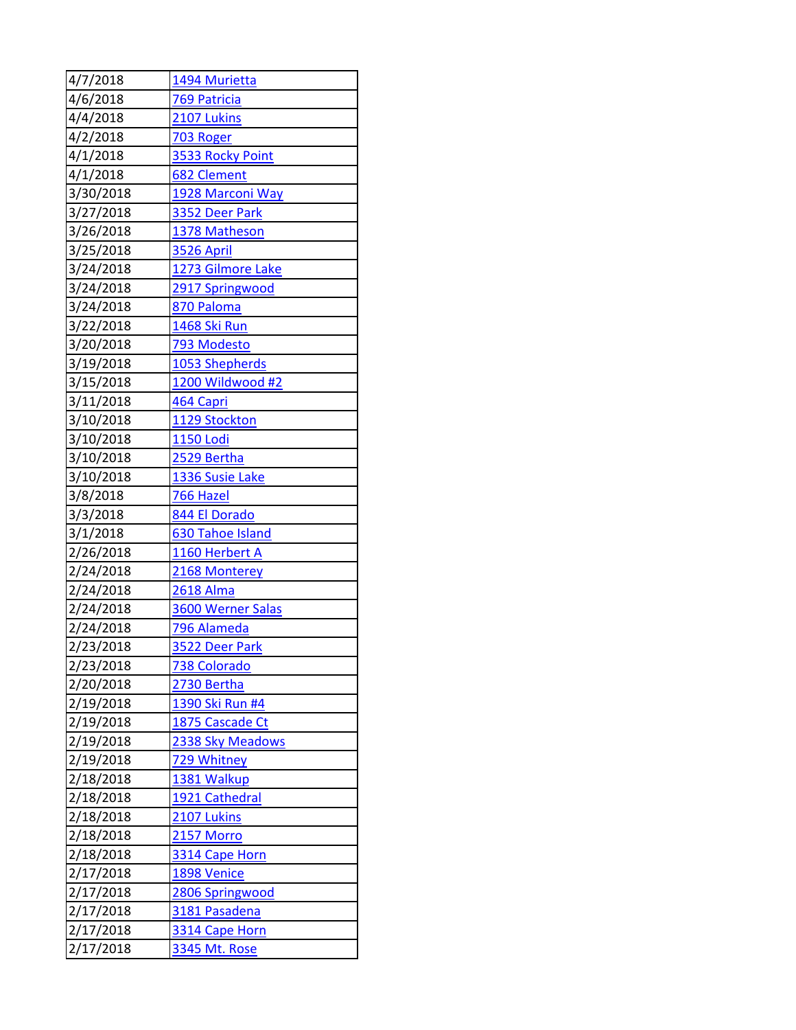| | |
|---|---|
| 4/7/2018 | 1494 Murietta |
| 4/6/2018 | 769 Patricia |
| 4/4/2018 | 2107 Lukins |
| 4/2/2018 | 703 Roger |
| 4/1/2018 | 3533 Rocky Point |
| 4/1/2018 | 682 Clement |
| 3/30/2018 | 1928 Marconi Way |
| 3/27/2018 | 3352 Deer Park |
| 3/26/2018 | 1378 Matheson |
| 3/25/2018 | 3526 April |
| 3/24/2018 | 1273 Gilmore Lake |
| 3/24/2018 | 2917 Springwood |
| 3/24/2018 | 870 Paloma |
| 3/22/2018 | 1468 Ski Run |
| 3/20/2018 | 793 Modesto |
| 3/19/2018 | 1053 Shepherds |
| 3/15/2018 | 1200 Wildwood #2 |
| 3/11/2018 | 464 Capri |
| 3/10/2018 | 1129 Stockton |
| 3/10/2018 | 1150 Lodi |
| 3/10/2018 | 2529 Bertha |
| 3/10/2018 | 1336 Susie Lake |
| 3/8/2018 | 766 Hazel |
| 3/3/2018 | 844 El Dorado |
| 3/1/2018 | 630 Tahoe Island |
| 2/26/2018 | 1160 Herbert A |
| 2/24/2018 | 2168 Monterey |
| 2/24/2018 | 2618 Alma |
| 2/24/2018 | 3600 Werner Salas |
| 2/24/2018 | 796 Alameda |
| 2/23/2018 | 3522 Deer Park |
| 2/23/2018 | 738 Colorado |
| 2/20/2018 | 2730 Bertha |
| 2/19/2018 | 1390 Ski Run #4 |
| 2/19/2018 | 1875 Cascade Ct |
| 2/19/2018 | 2338 Sky Meadows |
| 2/19/2018 | 729 Whitney |
| 2/18/2018 | 1381 Walkup |
| 2/18/2018 | 1921 Cathedral |
| 2/18/2018 | 2107 Lukins |
| 2/18/2018 | 2157 Morro |
| 2/18/2018 | 3314 Cape Horn |
| 2/17/2018 | 1898 Venice |
| 2/17/2018 | 2806 Springwood |
| 2/17/2018 | 3181 Pasadena |
| 2/17/2018 | 3314 Cape Horn |
| 2/17/2018 | 3345 Mt. Rose |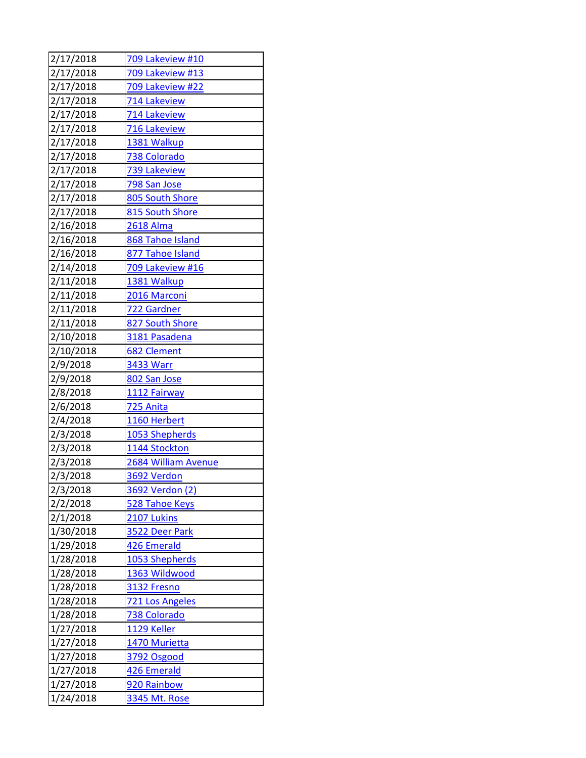| | |
|---|---|
| 2/17/2018 | 709 Lakeview #10 |
| 2/17/2018 | 709 Lakeview #13 |
| 2/17/2018 | 709 Lakeview #22 |
| 2/17/2018 | 714 Lakeview |
| 2/17/2018 | 714 Lakeview |
| 2/17/2018 | 716 Lakeview |
| 2/17/2018 | 1381 Walkup |
| 2/17/2018 | 738 Colorado |
| 2/17/2018 | 739 Lakeview |
| 2/17/2018 | 798 San Jose |
| 2/17/2018 | 805 South Shore |
| 2/17/2018 | 815 South Shore |
| 2/16/2018 | 2618 Alma |
| 2/16/2018 | 868 Tahoe Island |
| 2/16/2018 | 877 Tahoe Island |
| 2/14/2018 | 709 Lakeview #16 |
| 2/11/2018 | 1381 Walkup |
| 2/11/2018 | 2016 Marconi |
| 2/11/2018 | 722 Gardner |
| 2/11/2018 | 827 South Shore |
| 2/10/2018 | 3181 Pasadena |
| 2/10/2018 | 682 Clement |
| 2/9/2018 | 3433 Warr |
| 2/9/2018 | 802 San Jose |
| 2/8/2018 | 1112 Fairway |
| 2/6/2018 | 725 Anita |
| 2/4/2018 | 1160 Herbert |
| 2/3/2018 | 1053 Shepherds |
| 2/3/2018 | 1144 Stockton |
| 2/3/2018 | 2684 William Avenue |
| 2/3/2018 | 3692 Verdon |
| 2/3/2018 | 3692 Verdon (2) |
| 2/2/2018 | 528 Tahoe Keys |
| 2/1/2018 | 2107 Lukins |
| 1/30/2018 | 3522 Deer Park |
| 1/29/2018 | 426 Emerald |
| 1/28/2018 | 1053 Shepherds |
| 1/28/2018 | 1363 Wildwood |
| 1/28/2018 | 3132 Fresno |
| 1/28/2018 | 721 Los Angeles |
| 1/28/2018 | 738 Colorado |
| 1/27/2018 | 1129 Keller |
| 1/27/2018 | 1470 Murietta |
| 1/27/2018 | 3792 Osgood |
| 1/27/2018 | 426 Emerald |
| 1/27/2018 | 920 Rainbow |
| 1/24/2018 | 3345 Mt. Rose |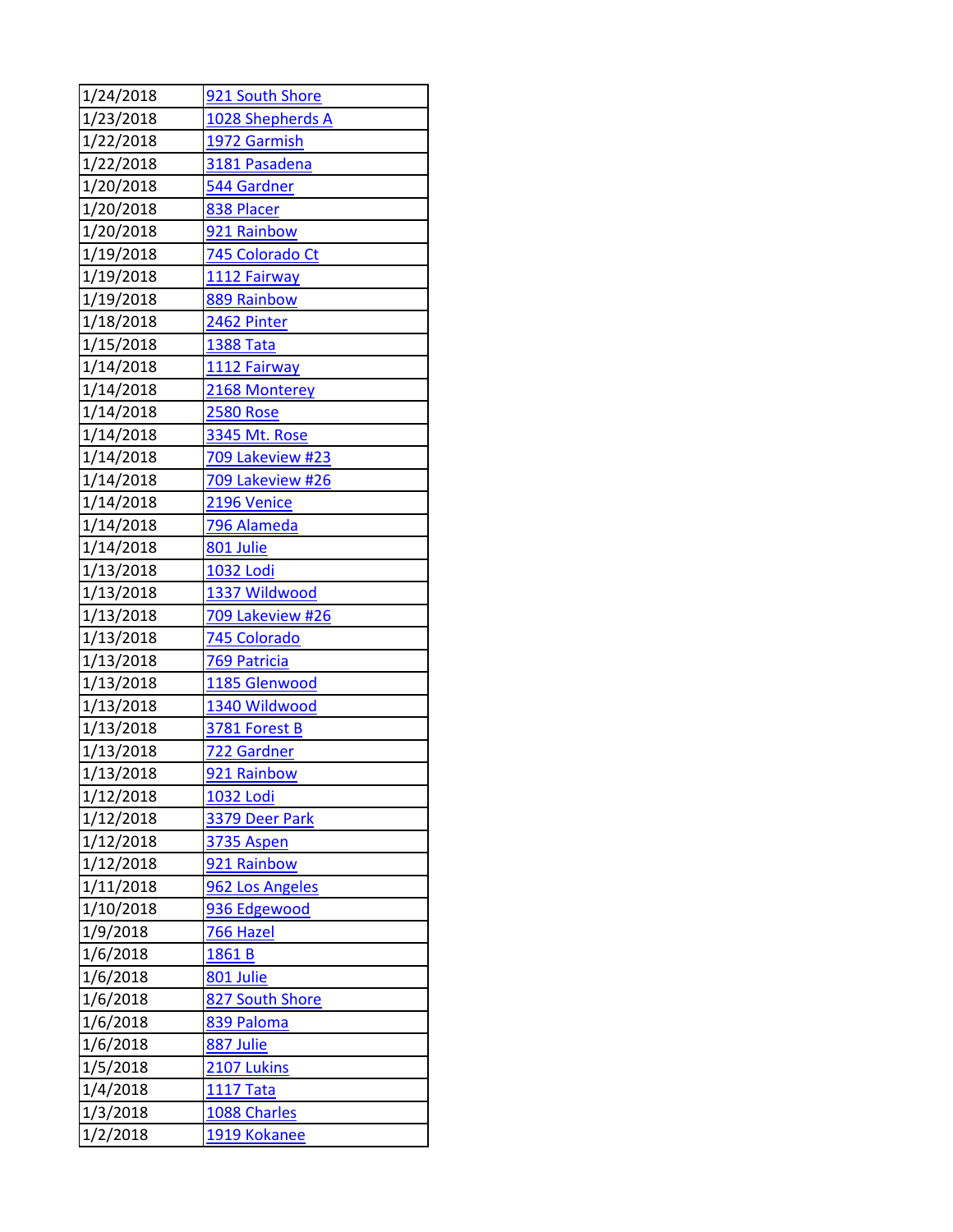| 1/24/2018 | 921 South Shore |
|---|---|
| 1/23/2018 | 1028 Shepherds A |
| 1/22/2018 | 1972 Garmish |
| 1/22/2018 | 3181 Pasadena |
| 1/20/2018 | 544 Gardner |
| 1/20/2018 | 838 Placer |
| 1/20/2018 | 921 Rainbow |
| 1/19/2018 | 745 Colorado Ct |
| 1/19/2018 | 1112 Fairway |
| 1/19/2018 | 889 Rainbow |
| 1/18/2018 | 2462 Pinter |
| 1/15/2018 | 1388 Tata |
| 1/14/2018 | 1112 Fairway |
| 1/14/2018 | 2168 Monterey |
| 1/14/2018 | 2580 Rose |
| 1/14/2018 | 3345 Mt. Rose |
| 1/14/2018 | 709 Lakeview #23 |
| 1/14/2018 | 709 Lakeview #26 |
| 1/14/2018 | 2196 Venice |
| 1/14/2018 | 796 Alameda |
| 1/14/2018 | 801 Julie |
| 1/13/2018 | 1032 Lodi |
| 1/13/2018 | 1337 Wildwood |
| 1/13/2018 | 709 Lakeview #26 |
| 1/13/2018 | 745 Colorado |
| 1/13/2018 | 769 Patricia |
| 1/13/2018 | 1185 Glenwood |
| 1/13/2018 | 1340 Wildwood |
| 1/13/2018 | 3781 Forest B |
| 1/13/2018 | 722 Gardner |
| 1/13/2018 | 921 Rainbow |
| 1/12/2018 | 1032 Lodi |
| 1/12/2018 | 3379 Deer Park |
| 1/12/2018 | 3735 Aspen |
| 1/12/2018 | 921 Rainbow |
| 1/11/2018 | 962 Los Angeles |
| 1/10/2018 | 936 Edgewood |
| 1/9/2018 | 766 Hazel |
| 1/6/2018 | 1861 B |
| 1/6/2018 | 801 Julie |
| 1/6/2018 | 827 South Shore |
| 1/6/2018 | 839 Paloma |
| 1/6/2018 | 887 Julie |
| 1/5/2018 | 2107 Lukins |
| 1/4/2018 | 1117 Tata |
| 1/3/2018 | 1088 Charles |
| 1/2/2018 | 1919 Kokanee |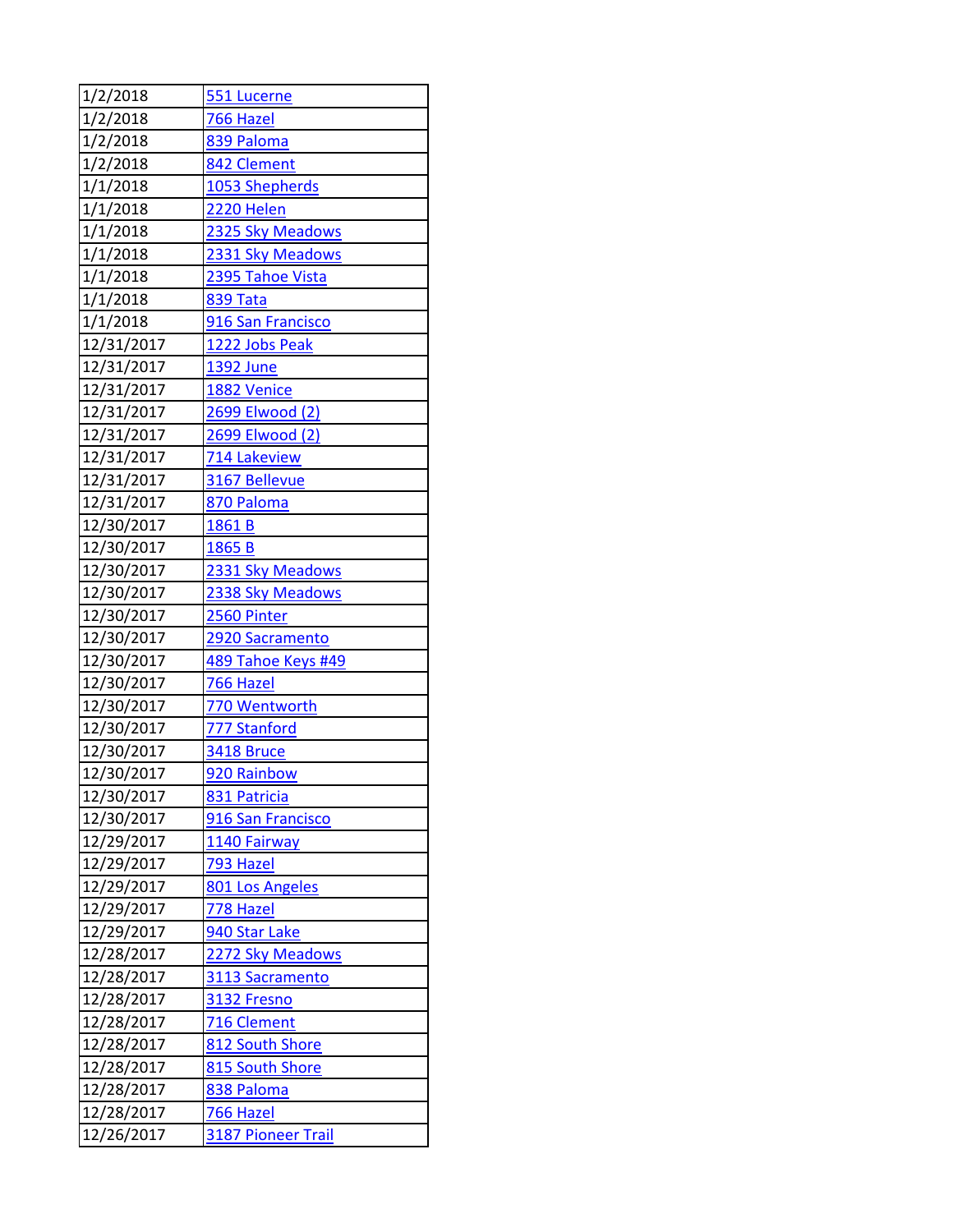| | |
|---|---|
| 1/2/2018 | 551 Lucerne |
| 1/2/2018 | 766 Hazel |
| 1/2/2018 | 839 Paloma |
| 1/2/2018 | 842 Clement |
| 1/1/2018 | 1053 Shepherds |
| 1/1/2018 | 2220 Helen |
| 1/1/2018 | 2325 Sky Meadows |
| 1/1/2018 | 2331 Sky Meadows |
| 1/1/2018 | 2395 Tahoe Vista |
| 1/1/2018 | 839 Tata |
| 1/1/2018 | 916 San Francisco |
| 12/31/2017 | 1222 Jobs Peak |
| 12/31/2017 | 1392 June |
| 12/31/2017 | 1882 Venice |
| 12/31/2017 | 2699 Elwood (2) |
| 12/31/2017 | 2699 Elwood (2) |
| 12/31/2017 | 714 Lakeview |
| 12/31/2017 | 3167 Bellevue |
| 12/31/2017 | 870 Paloma |
| 12/30/2017 | 1861 B |
| 12/30/2017 | 1865 B |
| 12/30/2017 | 2331 Sky Meadows |
| 12/30/2017 | 2338 Sky Meadows |
| 12/30/2017 | 2560 Pinter |
| 12/30/2017 | 2920 Sacramento |
| 12/30/2017 | 489 Tahoe Keys #49 |
| 12/30/2017 | 766 Hazel |
| 12/30/2017 | 770 Wentworth |
| 12/30/2017 | 777 Stanford |
| 12/30/2017 | 3418 Bruce |
| 12/30/2017 | 920 Rainbow |
| 12/30/2017 | 831 Patricia |
| 12/30/2017 | 916 San Francisco |
| 12/29/2017 | 1140 Fairway |
| 12/29/2017 | 793 Hazel |
| 12/29/2017 | 801 Los Angeles |
| 12/29/2017 | 778 Hazel |
| 12/29/2017 | 940 Star Lake |
| 12/28/2017 | 2272 Sky Meadows |
| 12/28/2017 | 3113 Sacramento |
| 12/28/2017 | 3132 Fresno |
| 12/28/2017 | 716 Clement |
| 12/28/2017 | 812 South Shore |
| 12/28/2017 | 815 South Shore |
| 12/28/2017 | 838 Paloma |
| 12/28/2017 | 766 Hazel |
| 12/26/2017 | 3187 Pioneer Trail |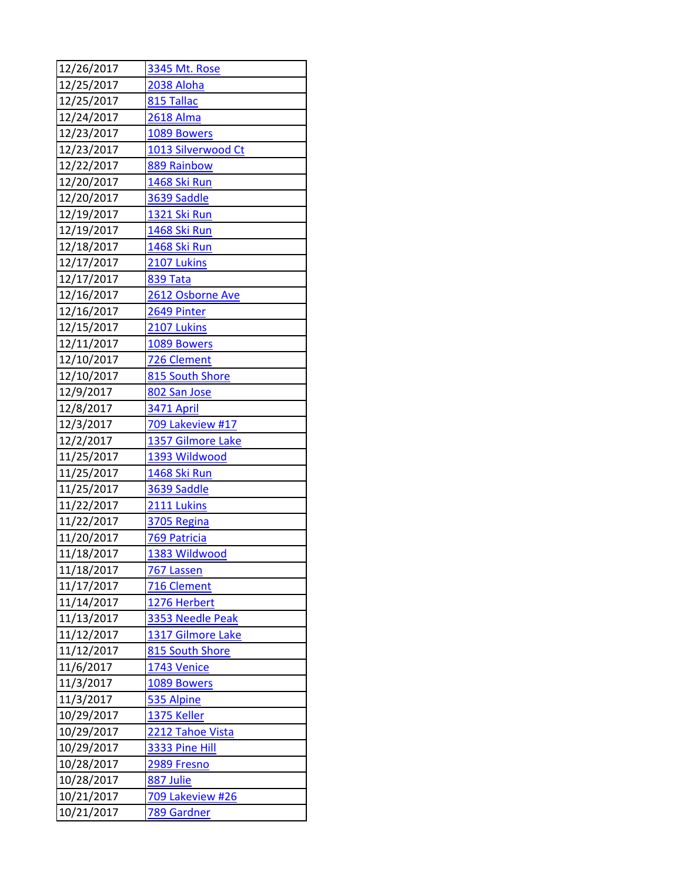| 12/26/2017 | 3345 Mt. Rose |
|---|---|
| 12/25/2017 | 2038 Aloha |
| 12/25/2017 | 815 Tallac |
| 12/24/2017 | 2618 Alma |
| 12/23/2017 | 1089 Bowers |
| 12/23/2017 | 1013 Silverwood Ct |
| 12/22/2017 | 889 Rainbow |
| 12/20/2017 | 1468 Ski Run |
| 12/20/2017 | 3639 Saddle |
| 12/19/2017 | 1321 Ski Run |
| 12/19/2017 | 1468 Ski Run |
| 12/18/2017 | 1468 Ski Run |
| 12/17/2017 | 2107 Lukins |
| 12/17/2017 | 839 Tata |
| 12/16/2017 | 2612 Osborne Ave |
| 12/16/2017 | 2649 Pinter |
| 12/15/2017 | 2107 Lukins |
| 12/11/2017 | 1089 Bowers |
| 12/10/2017 | 726 Clement |
| 12/10/2017 | 815 South Shore |
| 12/9/2017 | 802 San Jose |
| 12/8/2017 | 3471 April |
| 12/3/2017 | 709 Lakeview #17 |
| 12/2/2017 | 1357 Gilmore Lake |
| 11/25/2017 | 1393 Wildwood |
| 11/25/2017 | 1468 Ski Run |
| 11/25/2017 | 3639 Saddle |
| 11/22/2017 | 2111 Lukins |
| 11/22/2017 | 3705 Regina |
| 11/20/2017 | 769 Patricia |
| 11/18/2017 | 1383 Wildwood |
| 11/18/2017 | 767 Lassen |
| 11/17/2017 | 716 Clement |
| 11/14/2017 | 1276 Herbert |
| 11/13/2017 | 3353 Needle Peak |
| 11/12/2017 | 1317 Gilmore Lake |
| 11/12/2017 | 815 South Shore |
| 11/6/2017 | 1743 Venice |
| 11/3/2017 | 1089 Bowers |
| 11/3/2017 | 535 Alpine |
| 10/29/2017 | 1375 Keller |
| 10/29/2017 | 2212 Tahoe Vista |
| 10/29/2017 | 3333 Pine Hill |
| 10/28/2017 | 2989 Fresno |
| 10/28/2017 | 887 Julie |
| 10/21/2017 | 709 Lakeview #26 |
| 10/21/2017 | 789 Gardner |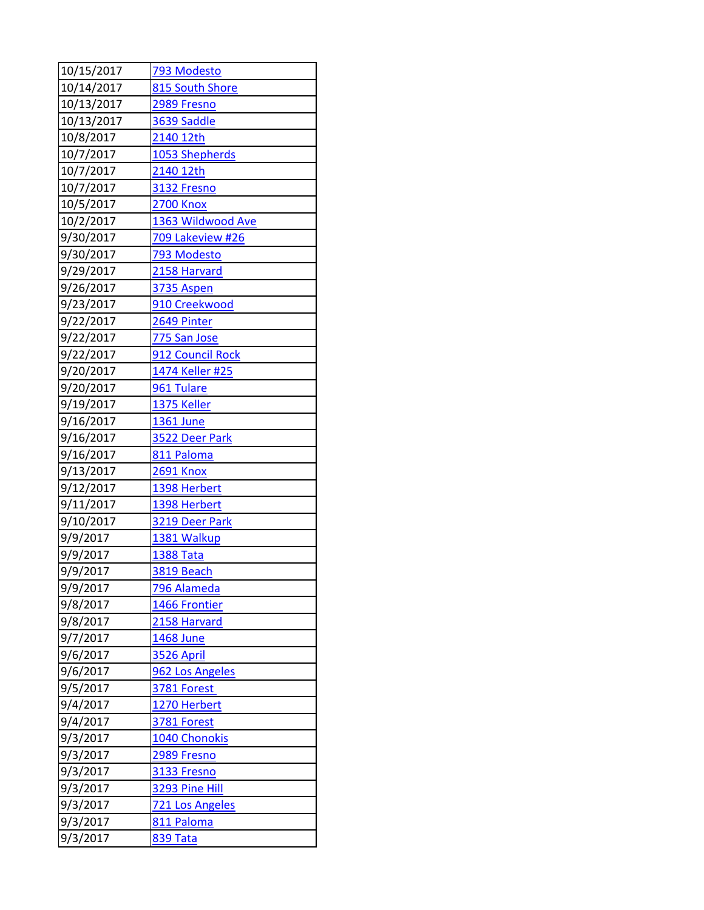| 10/15/2017 | 793 Modesto |
|---|---|
| 10/14/2017 | 815 South Shore |
| 10/13/2017 | 2989 Fresno |
| 10/13/2017 | 3639 Saddle |
| 10/8/2017 | 2140 12th |
| 10/7/2017 | 1053 Shepherds |
| 10/7/2017 | 2140 12th |
| 10/7/2017 | 3132 Fresno |
| 10/5/2017 | 2700 Knox |
| 10/2/2017 | 1363 Wildwood Ave |
| 9/30/2017 | 709 Lakeview #26 |
| 9/30/2017 | 793 Modesto |
| 9/29/2017 | 2158 Harvard |
| 9/26/2017 | 3735 Aspen |
| 9/23/2017 | 910 Creekwood |
| 9/22/2017 | 2649 Pinter |
| 9/22/2017 | 775 San Jose |
| 9/22/2017 | 912 Council Rock |
| 9/20/2017 | 1474 Keller #25 |
| 9/20/2017 | 961 Tulare |
| 9/19/2017 | 1375 Keller |
| 9/16/2017 | 1361 June |
| 9/16/2017 | 3522 Deer Park |
| 9/16/2017 | 811 Paloma |
| 9/13/2017 | 2691 Knox |
| 9/12/2017 | 1398 Herbert |
| 9/11/2017 | 1398 Herbert |
| 9/10/2017 | 3219 Deer Park |
| 9/9/2017 | 1381 Walkup |
| 9/9/2017 | 1388 Tata |
| 9/9/2017 | 3819 Beach |
| 9/9/2017 | 796 Alameda |
| 9/8/2017 | 1466 Frontier |
| 9/8/2017 | 2158 Harvard |
| 9/7/2017 | 1468 June |
| 9/6/2017 | 3526 April |
| 9/6/2017 | 962 Los Angeles |
| 9/5/2017 | 3781 Forest |
| 9/4/2017 | 1270 Herbert |
| 9/4/2017 | 3781 Forest |
| 9/3/2017 | 1040 Chonokis |
| 9/3/2017 | 2989 Fresno |
| 9/3/2017 | 3133 Fresno |
| 9/3/2017 | 3293 Pine Hill |
| 9/3/2017 | 721 Los Angeles |
| 9/3/2017 | 811 Paloma |
| 9/3/2017 | 839 Tata |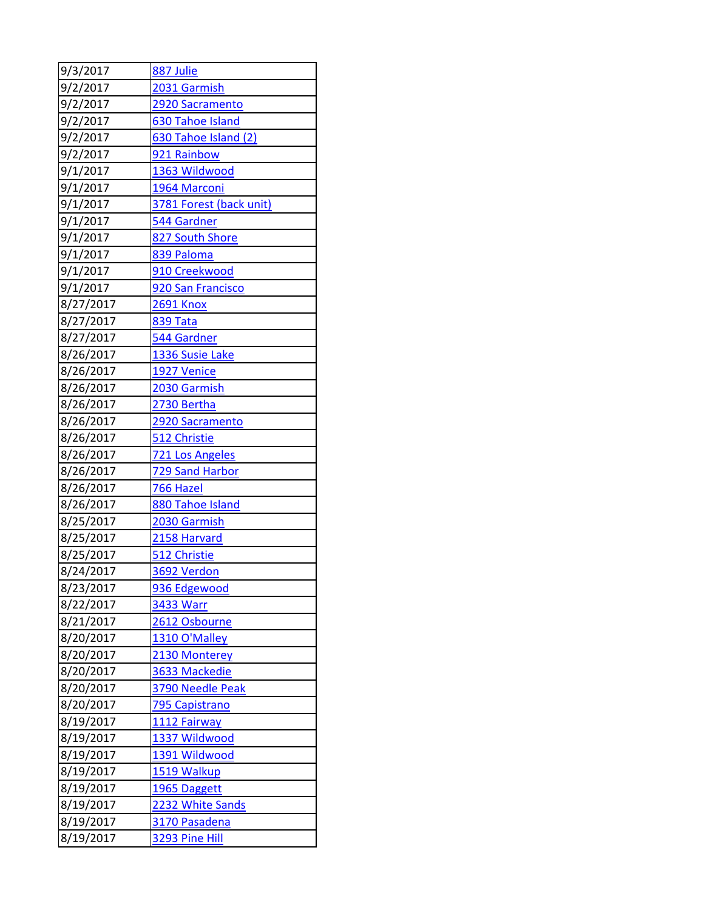| | |
|---|---|
| 9/3/2017 | 887 Julie |
| 9/2/2017 | 2031 Garmish |
| 9/2/2017 | 2920 Sacramento |
| 9/2/2017 | 630 Tahoe Island |
| 9/2/2017 | 630 Tahoe Island (2) |
| 9/2/2017 | 921 Rainbow |
| 9/1/2017 | 1363 Wildwood |
| 9/1/2017 | 1964 Marconi |
| 9/1/2017 | 3781 Forest (back unit) |
| 9/1/2017 | 544 Gardner |
| 9/1/2017 | 827 South Shore |
| 9/1/2017 | 839 Paloma |
| 9/1/2017 | 910 Creekwood |
| 9/1/2017 | 920 San Francisco |
| 8/27/2017 | 2691 Knox |
| 8/27/2017 | 839 Tata |
| 8/27/2017 | 544 Gardner |
| 8/26/2017 | 1336 Susie Lake |
| 8/26/2017 | 1927 Venice |
| 8/26/2017 | 2030 Garmish |
| 8/26/2017 | 2730 Bertha |
| 8/26/2017 | 2920 Sacramento |
| 8/26/2017 | 512 Christie |
| 8/26/2017 | 721 Los Angeles |
| 8/26/2017 | 729 Sand Harbor |
| 8/26/2017 | 766 Hazel |
| 8/26/2017 | 880 Tahoe Island |
| 8/25/2017 | 2030 Garmish |
| 8/25/2017 | 2158 Harvard |
| 8/25/2017 | 512 Christie |
| 8/24/2017 | 3692 Verdon |
| 8/23/2017 | 936 Edgewood |
| 8/22/2017 | 3433 Warr |
| 8/21/2017 | 2612 Osbourne |
| 8/20/2017 | 1310 O'Malley |
| 8/20/2017 | 2130 Monterey |
| 8/20/2017 | 3633 Mackedie |
| 8/20/2017 | 3790 Needle Peak |
| 8/20/2017 | 795 Capistrano |
| 8/19/2017 | 1112 Fairway |
| 8/19/2017 | 1337 Wildwood |
| 8/19/2017 | 1391 Wildwood |
| 8/19/2017 | 1519 Walkup |
| 8/19/2017 | 1965 Daggett |
| 8/19/2017 | 2232 White Sands |
| 8/19/2017 | 3170 Pasadena |
| 8/19/2017 | 3293 Pine Hill |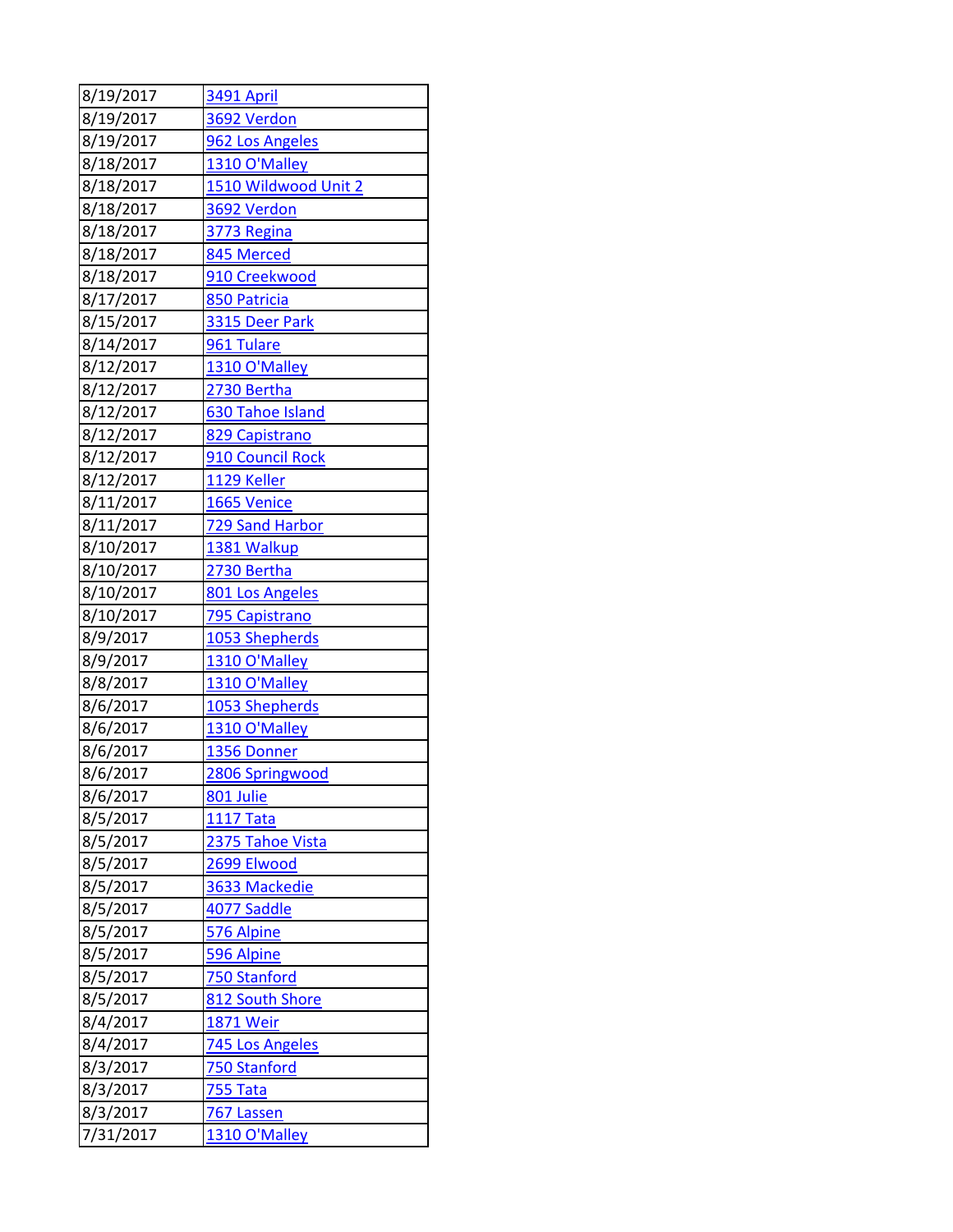| 8/19/2017 | 3491 April |
|---|---|
| 8/19/2017 | 3692 Verdon |
| 8/19/2017 | 962 Los Angeles |
| 8/18/2017 | 1310 O'Malley |
| 8/18/2017 | 1510 Wildwood Unit 2 |
| 8/18/2017 | 3692 Verdon |
| 8/18/2017 | 3773 Regina |
| 8/18/2017 | 845 Merced |
| 8/18/2017 | 910 Creekwood |
| 8/17/2017 | 850 Patricia |
| 8/15/2017 | 3315 Deer Park |
| 8/14/2017 | 961 Tulare |
| 8/12/2017 | 1310 O'Malley |
| 8/12/2017 | 2730 Bertha |
| 8/12/2017 | 630 Tahoe Island |
| 8/12/2017 | 829 Capistrano |
| 8/12/2017 | 910 Council Rock |
| 8/12/2017 | 1129 Keller |
| 8/11/2017 | 1665 Venice |
| 8/11/2017 | 729 Sand Harbor |
| 8/10/2017 | 1381 Walkup |
| 8/10/2017 | 2730 Bertha |
| 8/10/2017 | 801 Los Angeles |
| 8/10/2017 | 795 Capistrano |
| 8/9/2017 | 1053 Shepherds |
| 8/9/2017 | 1310 O'Malley |
| 8/8/2017 | 1310 O'Malley |
| 8/6/2017 | 1053 Shepherds |
| 8/6/2017 | 1310 O'Malley |
| 8/6/2017 | 1356 Donner |
| 8/6/2017 | 2806 Springwood |
| 8/6/2017 | 801 Julie |
| 8/5/2017 | 1117 Tata |
| 8/5/2017 | 2375 Tahoe Vista |
| 8/5/2017 | 2699 Elwood |
| 8/5/2017 | 3633 Mackedie |
| 8/5/2017 | 4077 Saddle |
| 8/5/2017 | 576 Alpine |
| 8/5/2017 | 596 Alpine |
| 8/5/2017 | 750 Stanford |
| 8/5/2017 | 812 South Shore |
| 8/4/2017 | 1871 Weir |
| 8/4/2017 | 745 Los Angeles |
| 8/3/2017 | 750 Stanford |
| 8/3/2017 | 755 Tata |
| 8/3/2017 | 767 Lassen |
| 7/31/2017 | 1310 O'Malley |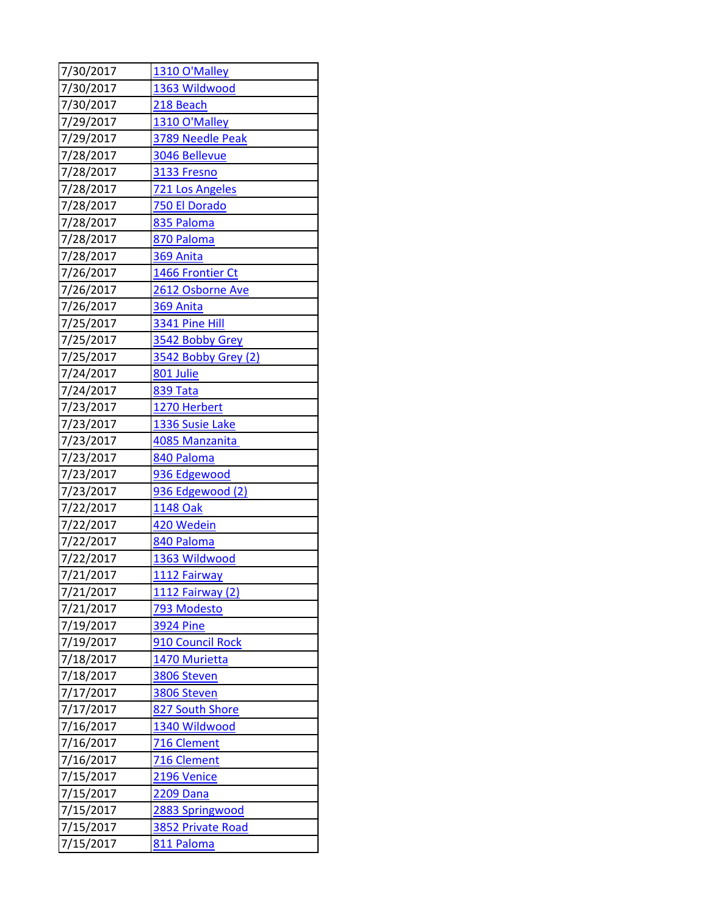| | |
|---|---|
| 7/30/2017 | 1310 O'Malley |
| 7/30/2017 | 1363 Wildwood |
| 7/30/2017 | 218 Beach |
| 7/29/2017 | 1310 O'Malley |
| 7/29/2017 | 3789 Needle Peak |
| 7/28/2017 | 3046 Bellevue |
| 7/28/2017 | 3133 Fresno |
| 7/28/2017 | 721 Los Angeles |
| 7/28/2017 | 750 El Dorado |
| 7/28/2017 | 835 Paloma |
| 7/28/2017 | 870 Paloma |
| 7/28/2017 | 369 Anita |
| 7/26/2017 | 1466 Frontier Ct |
| 7/26/2017 | 2612 Osborne Ave |
| 7/26/2017 | 369 Anita |
| 7/25/2017 | 3341 Pine Hill |
| 7/25/2017 | 3542 Bobby Grey |
| 7/25/2017 | 3542 Bobby Grey (2) |
| 7/24/2017 | 801 Julie |
| 7/24/2017 | 839 Tata |
| 7/23/2017 | 1270 Herbert |
| 7/23/2017 | 1336 Susie Lake |
| 7/23/2017 | 4085 Manzanita |
| 7/23/2017 | 840 Paloma |
| 7/23/2017 | 936 Edgewood |
| 7/23/2017 | 936 Edgewood (2) |
| 7/22/2017 | 1148 Oak |
| 7/22/2017 | 420 Wedein |
| 7/22/2017 | 840 Paloma |
| 7/22/2017 | 1363 Wildwood |
| 7/21/2017 | 1112 Fairway |
| 7/21/2017 | 1112 Fairway (2) |
| 7/21/2017 | 793 Modesto |
| 7/19/2017 | 3924 Pine |
| 7/19/2017 | 910 Council Rock |
| 7/18/2017 | 1470 Murietta |
| 7/18/2017 | 3806 Steven |
| 7/17/2017 | 3806 Steven |
| 7/17/2017 | 827 South Shore |
| 7/16/2017 | 1340 Wildwood |
| 7/16/2017 | 716 Clement |
| 7/16/2017 | 716 Clement |
| 7/15/2017 | 2196 Venice |
| 7/15/2017 | 2209 Dana |
| 7/15/2017 | 2883 Springwood |
| 7/15/2017 | 3852 Private Road |
| 7/15/2017 | 811 Paloma |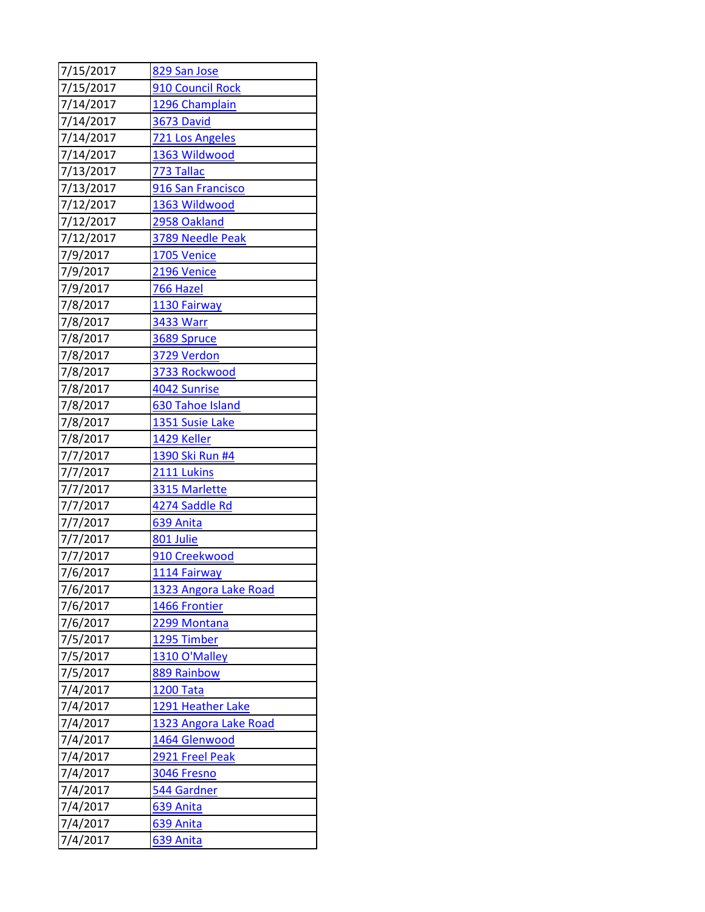| | |
|---|---|
| 7/15/2017 | 829 San Jose |
| 7/15/2017 | 910 Council Rock |
| 7/14/2017 | 1296 Champlain |
| 7/14/2017 | 3673 David |
| 7/14/2017 | 721 Los Angeles |
| 7/14/2017 | 1363 Wildwood |
| 7/13/2017 | 773 Tallac |
| 7/13/2017 | 916 San Francisco |
| 7/12/2017 | 1363 Wildwood |
| 7/12/2017 | 2958 Oakland |
| 7/12/2017 | 3789 Needle Peak |
| 7/9/2017 | 1705 Venice |
| 7/9/2017 | 2196 Venice |
| 7/9/2017 | 766 Hazel |
| 7/8/2017 | 1130 Fairway |
| 7/8/2017 | 3433 Warr |
| 7/8/2017 | 3689 Spruce |
| 7/8/2017 | 3729 Verdon |
| 7/8/2017 | 3733 Rockwood |
| 7/8/2017 | 4042 Sunrise |
| 7/8/2017 | 630 Tahoe Island |
| 7/8/2017 | 1351 Susie Lake |
| 7/8/2017 | 1429 Keller |
| 7/7/2017 | 1390 Ski Run #4 |
| 7/7/2017 | 2111 Lukins |
| 7/7/2017 | 3315 Marlette |
| 7/7/2017 | 4274 Saddle Rd |
| 7/7/2017 | 639 Anita |
| 7/7/2017 | 801 Julie |
| 7/7/2017 | 910 Creekwood |
| 7/6/2017 | 1114 Fairway |
| 7/6/2017 | 1323 Angora Lake Road |
| 7/6/2017 | 1466 Frontier |
| 7/6/2017 | 2299 Montana |
| 7/5/2017 | 1295 Timber |
| 7/5/2017 | 1310 O'Malley |
| 7/5/2017 | 889 Rainbow |
| 7/4/2017 | 1200 Tata |
| 7/4/2017 | 1291 Heather Lake |
| 7/4/2017 | 1323 Angora Lake Road |
| 7/4/2017 | 1464 Glenwood |
| 7/4/2017 | 2921 Freel Peak |
| 7/4/2017 | 3046 Fresno |
| 7/4/2017 | 544 Gardner |
| 7/4/2017 | 639 Anita |
| 7/4/2017 | 639 Anita |
| 7/4/2017 | 639 Anita |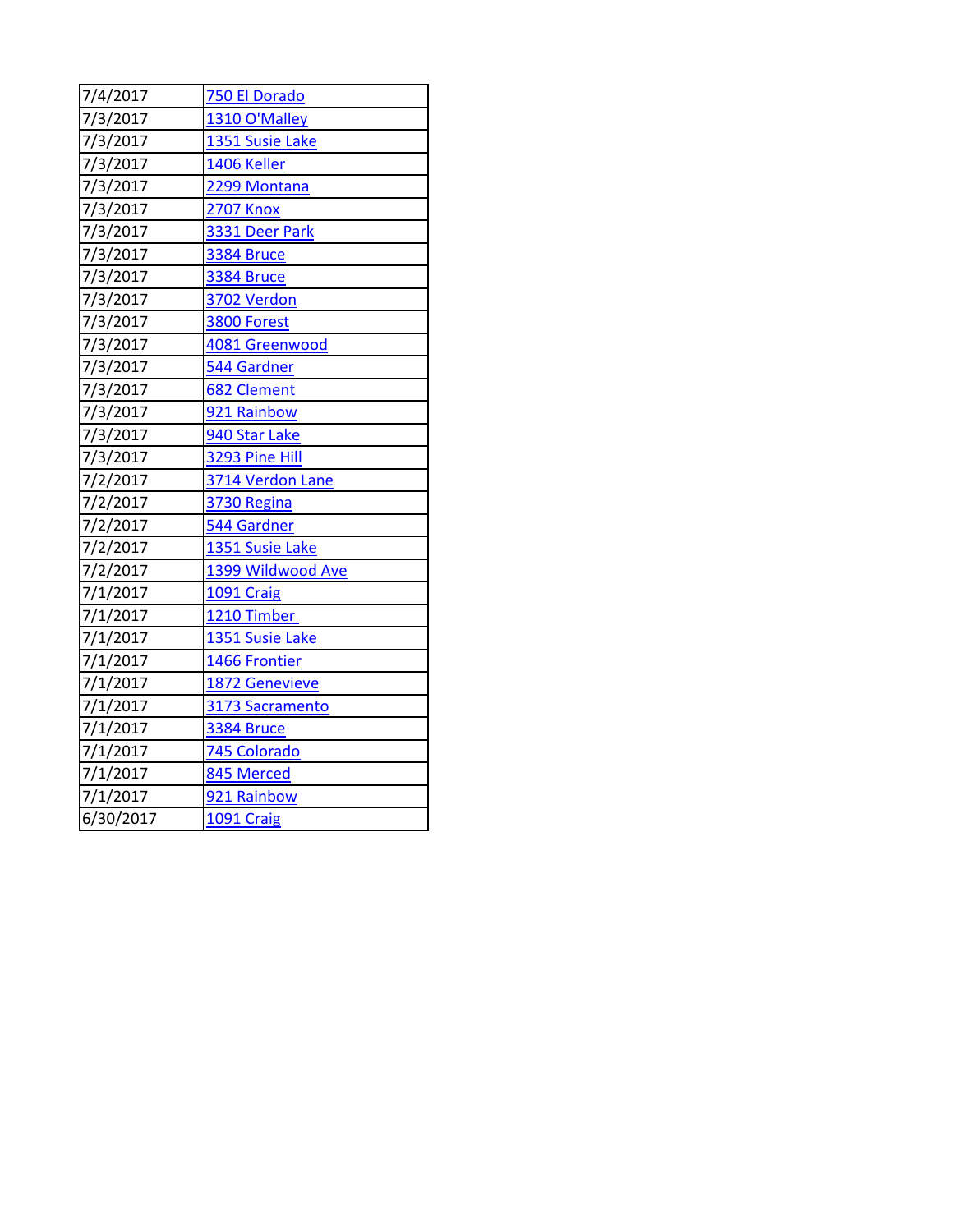| | |
|---|---|
| 7/4/2017 | 750 El Dorado |
| 7/3/2017 | 1310 O'Malley |
| 7/3/2017 | 1351 Susie Lake |
| 7/3/2017 | 1406 Keller |
| 7/3/2017 | 2299 Montana |
| 7/3/2017 | 2707 Knox |
| 7/3/2017 | 3331 Deer Park |
| 7/3/2017 | 3384 Bruce |
| 7/3/2017 | 3384 Bruce |
| 7/3/2017 | 3702 Verdon |
| 7/3/2017 | 3800 Forest |
| 7/3/2017 | 4081 Greenwood |
| 7/3/2017 | 544 Gardner |
| 7/3/2017 | 682 Clement |
| 7/3/2017 | 921 Rainbow |
| 7/3/2017 | 940 Star Lake |
| 7/3/2017 | 3293 Pine Hill |
| 7/2/2017 | 3714 Verdon Lane |
| 7/2/2017 | 3730 Regina |
| 7/2/2017 | 544 Gardner |
| 7/2/2017 | 1351 Susie Lake |
| 7/2/2017 | 1399 Wildwood Ave |
| 7/1/2017 | 1091 Craig |
| 7/1/2017 | 1210 Timber |
| 7/1/2017 | 1351 Susie Lake |
| 7/1/2017 | 1466 Frontier |
| 7/1/2017 | 1872 Genevieve |
| 7/1/2017 | 3173 Sacramento |
| 7/1/2017 | 3384 Bruce |
| 7/1/2017 | 745 Colorado |
| 7/1/2017 | 845 Merced |
| 7/1/2017 | 921 Rainbow |
| 6/30/2017 | 1091 Craig |